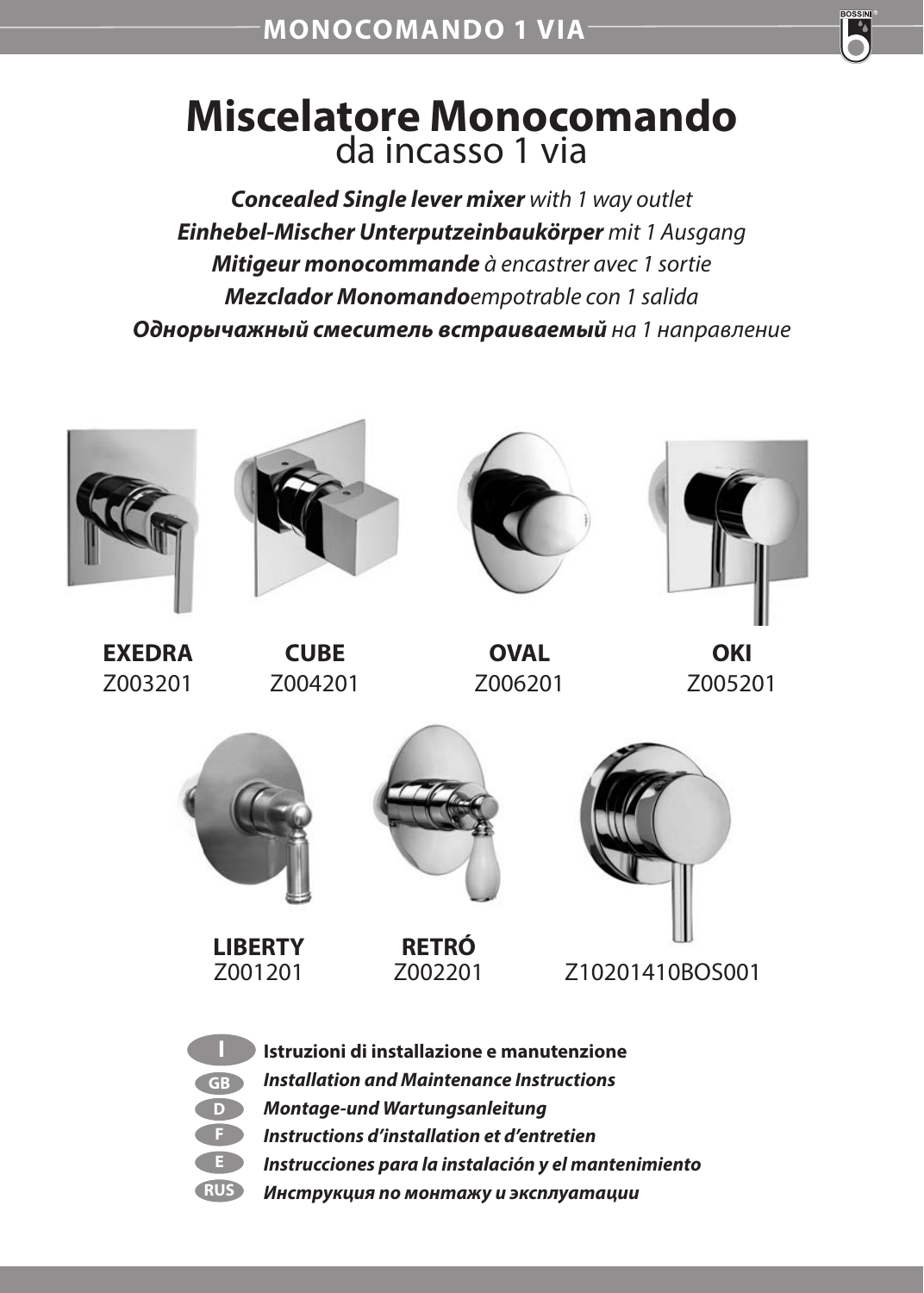MONOCOMANDO 1 VIA

# Miscelatore Monocomando
## da incasso 1 via

***Concealed Single lever mixer** with 1 way outlet*
***Einhebel-Mischer Unterputzeinbaukörper** mit 1 Ausgang*
***Mitigeur monocommande** à encastrer avec 1 sortie*
***Mezclador Monomando**empotrable con 1 salida*
***Однорычажный смеситель встраиваемый** на 1 направление*

**EXEDRA**
Z003201

**CUBE**
Z004201

**OVAL**
Z006201

**OKI**
Z005201

**LIBERTY**
Z001201

**RETRÓ**
Z002201

Z10201410BOS001

- I **Istruzioni di installazione e manutenzione**
- GB ***Installation and Maintenance Instructions***
- D ***Montage-und Wartungsanleitung***
- F ***Instructions d'installation et d'entretien***
- E ***Instrucciones para la instalación y el mantenimiento***
- RUS ***Инструкция по монтажу и эксплуатации***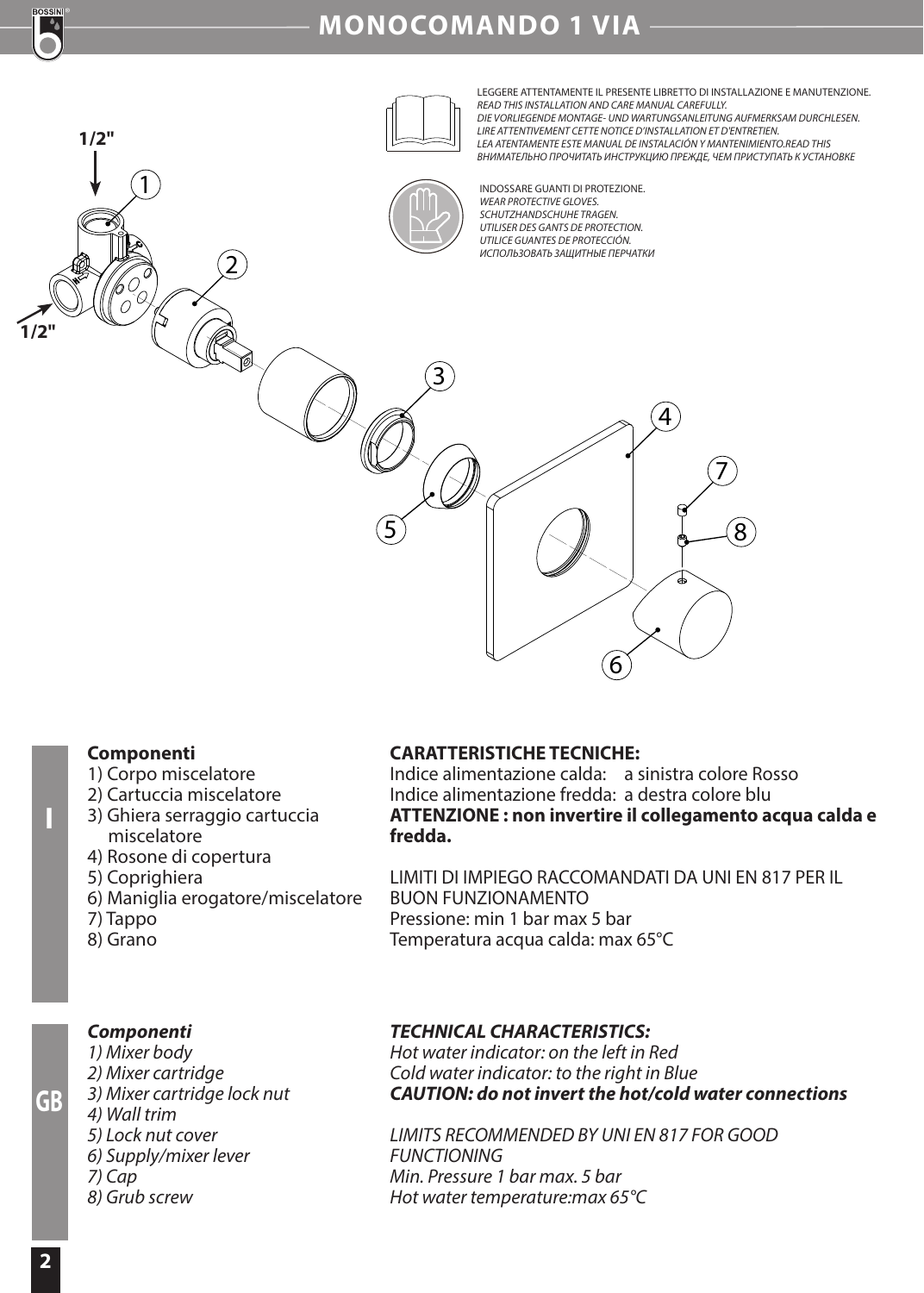# MONOCOMANDO 1 VIA

LEGGERE ATTENTAMENTE IL PRESENTE LIBRETTO DI INSTALLAZIONE E MANUTENZIONE.
*READ THIS INSTALLATION AND CARE MANUAL CAREFULLY.*
*DIE VORLIEGENDE MONTAGE- UND WARTUNGSANLEITUNG AUFMERKSAM DURCHLESEN.*
*LIRE ATTENTIVEMENT CETTE NOTICE D'INSTALLATION ET D'ENTRETIEN.*
*LEA ATENTAMENTE ESTE MANUAL DE INSTALACIÓN Y MANTENIMIENTO.READ THIS*
*ВНИМАТЕЛЬНО ПРОЧИТАТЬ ИНСТРУКЦИЮ ПРЕЖДЕ, ЧЕМ ПРИСТУПАТЬ К УСТАНОВКЕ*

INDOSSARE GUANTI DI PROTEZIONE.
*WEAR PROTECTIVE GLOVES.*
*SCHUTZHANDSCHUHE TRAGEN.*
*UTILISER DES GANTS DE PROTECTION.*
*UTILICE GUANTES DE PROTECCIÓN.*
*ИСПОЛЬЗОВАТЬ ЗАЩИТНЫЕ ПЕРЧАТКИ*

1/2"

1/2"

## I

**Componenti**

1) Corpo miscelatore
2) Cartuccia miscelatore
3) Ghiera serraggio cartuccia miscelatore
4) Rosone di copertura
5) Coprighiera
6) Maniglia erogatore/miscelatore
7) Tappo
8) Grano

**CARATTERISTICHE TECNICHE:**

Indice alimentazione calda: a sinistra colore Rosso
Indice alimentazione fredda: a destra colore blu
**ATTENZIONE : non invertire il collegamento acqua calda e fredda.**

LIMITI DI IMPIEGO RACCOMANDATI DA UNI EN 817 PER IL BUON FUNZIONAMENTO
Pressione: min 1 bar max 5 bar
Temperatura acqua calda: max 65°C

## GB

***Componenti***

*1) Mixer body*
*2) Mixer cartridge*
*3) Mixer cartridge lock nut*
*4) Wall trim*
*5) Lock nut cover*
*6) Supply/mixer lever*
*7) Cap*
*8) Grub screw*

***TECHNICAL CHARACTERISTICS:***

*Hot water indicator: on the left in Red*
*Cold water indicator: to the right in Blue*
***CAUTION: do not invert the hot/cold water connections***

*LIMITS RECOMMENDED BY UNI EN 817 FOR GOOD FUNCTIONING*
*Min. Pressure 1 bar max. 5 bar*
*Hot water temperature:max 65°C*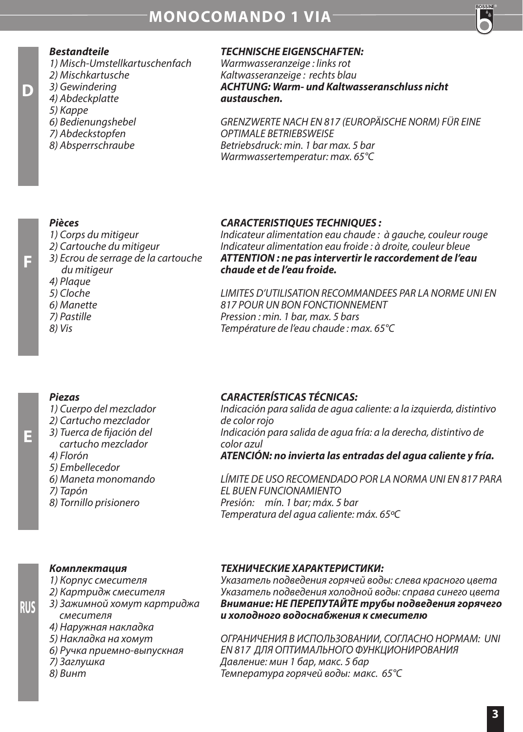# MONOCOMANDO 1 VIA

**D**

***Bestandteile***

*1) Misch-Umstellkartuschenfach*
*2) Mischkartusche*
*3) Gewindering*
*4) Abdeckplatte*
*5) Kappe*
*6) Bedienungshebel*
*7) Abdeckstopfen*
*8) Absperrschraube*

***TECHNISCHE EIGENSCHAFTEN:***

*Warmwasseranzeige : links rot*
*Kaltwasseranzeige : rechts blau*
***ACHTUNG: Warm- und Kaltwasseranschluss nicht austauschen.***

*GRENZWERTE NACH EN 817 (EUROPÄISCHE NORM) FÜR EINE OPTIMALE BETRIEBSWEISE*
*Betriebsdruck: min. 1 bar max. 5 bar*
*Warmwassertemperatur: max. 65°C*

**F**

***Pièces***

*1) Corps du mitigeur*
*2) Cartouche du mitigeur*
*3) Ecrou de serrage de la cartouche du mitigeur*
*4) Plaque*
*5) Cloche*
*6) Manette*
*7) Pastille*
*8) Vis*

***CARACTERISTIQUES TECHNIQUES :***

*Indicateur alimentation eau chaude : à gauche, couleur rouge*
*Indicateur alimentation eau froide : à droite, couleur bleue*
***ATTENTION : ne pas intervertir le raccordement de l'eau chaude et de l'eau froide.***

*LIMITES D'UTILISATION RECOMMANDEES PAR LA NORME UNI EN 817 POUR UN BON FONCTIONNEMENT*
*Pression : min. 1 bar, max. 5 bars*
*Température de l'eau chaude : max. 65°C*

**E**

***Piezas***

*1) Cuerpo del mezclador*
*2) Cartucho mezclador*
*3) Tuerca de fijación del cartucho mezclador*
*4) Florón*
*5) Embellecedor*
*6) Maneta monomando*
*7) Tapón*
*8) Tornillo prisionero*

***CARACTERÍSTICAS TÉCNICAS:***

*Indicación para salida de agua caliente: a la izquierda, distintivo de color rojo*
*Indicación para salida de agua fría: a la derecha, distintivo de color azul*
***ATENCIÓN: no invierta las entradas del agua caliente y fría.***

*LÍMITE DE USO RECOMENDADO POR LA NORMA UNI EN 817 PARA EL BUEN FUNCIONAMIENTO*
*Presión: mín. 1 bar; máx. 5 bar*
*Temperatura del agua caliente: máx. 65ºC*

**RUS**

***Комплектация***

*1) Корпус смесителя*
*2) Картридж смесителя*
*3) Зажимной хомут картриджа смесителя*
*4) Наружная накладка*
*5) Накладка на хомут*
*6) Ручка приемно-выпускная*
*7) Заглушка*
*8) Винт*

***ТЕХНИЧЕСКИЕ ХАРАКТЕРИСТИКИ:***

*Указатель подведения горячей воды: слева красного цвета*
*Указатель подведения холодной воды: справа синего цвета*
***Внимание: НЕ ПЕРЕПУТАЙТЕ трубы подведения горячего и холодного водоснабжения к смесителю***

*ОГРАНИЧЕНИЯ В ИСПОЛЬЗОВАНИИ, СОГЛАСНО НОРМАМ: UNI EN 817 ДЛЯ ОПТИМАЛЬНОГО ФУНКЦИОНИРОВАНИЯ*
*Давление: мин 1 бар, макс. 5 бар*
*Температура горячей воды: макс. 65°C*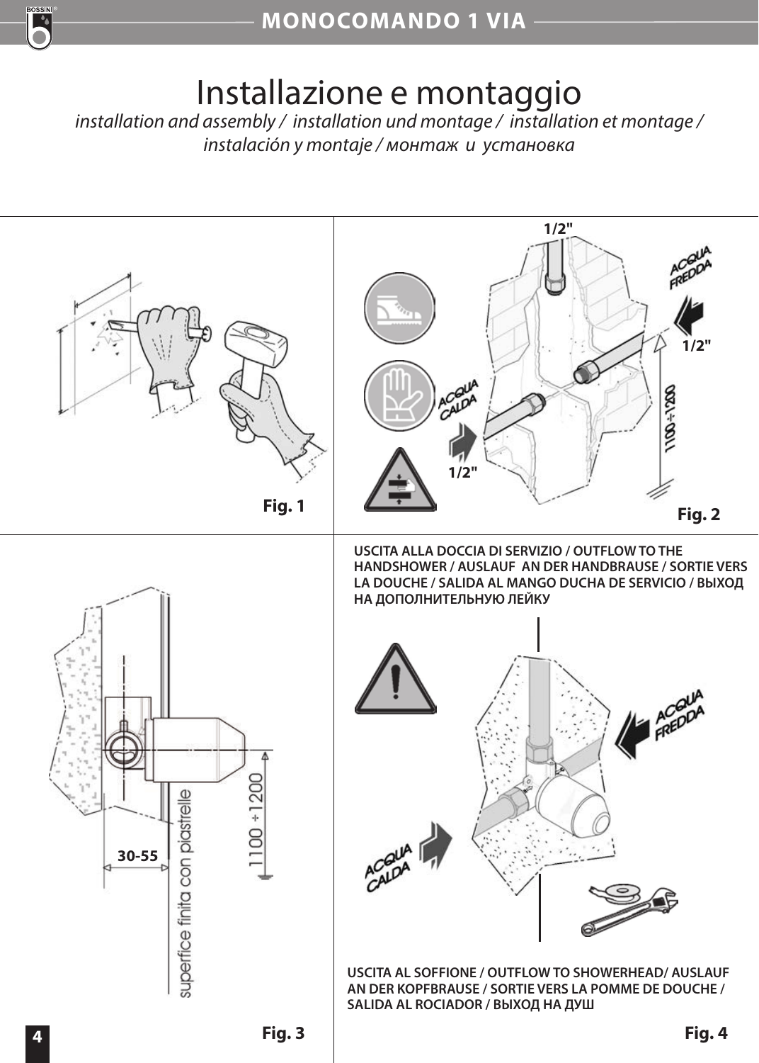# Installazione e montaggio

*installation and assembly / installation und montage / installation et montage / instalación y montaje / монтаж и установка*

Fig. 1

1/2"

ACQUA FREDDA

1/2"

ACQUA CALDA

1/2"

1100÷1200

Fig. 2

30-55

superfice finita con piastrelle

1100 ÷ 1200

Fig. 3

**USCITA ALLA DOCCIA DI SERVIZIO / OUTFLOW TO THE HANDSHOWER / AUSLAUF AN DER HANDBRAUSE / SORTIE VERS LA DOUCHE / SALIDA AL MANGO DUCHA DE SERVICIO / ВЫХОД НА ДОПОЛНИТЕЛЬНУЮ ЛЕЙКУ**

ACQUA FREDDA

ACQUA CALDA

**USCITA AL SOFFIONE / OUTFLOW TO SHOWERHEAD/ AUSLAUF AN DER KOPFBRAUSE / SORTIE VERS LA POMME DE DOUCHE / SALIDA AL ROCIADOR / ВЫХОД НА ДУШ**

Fig. 4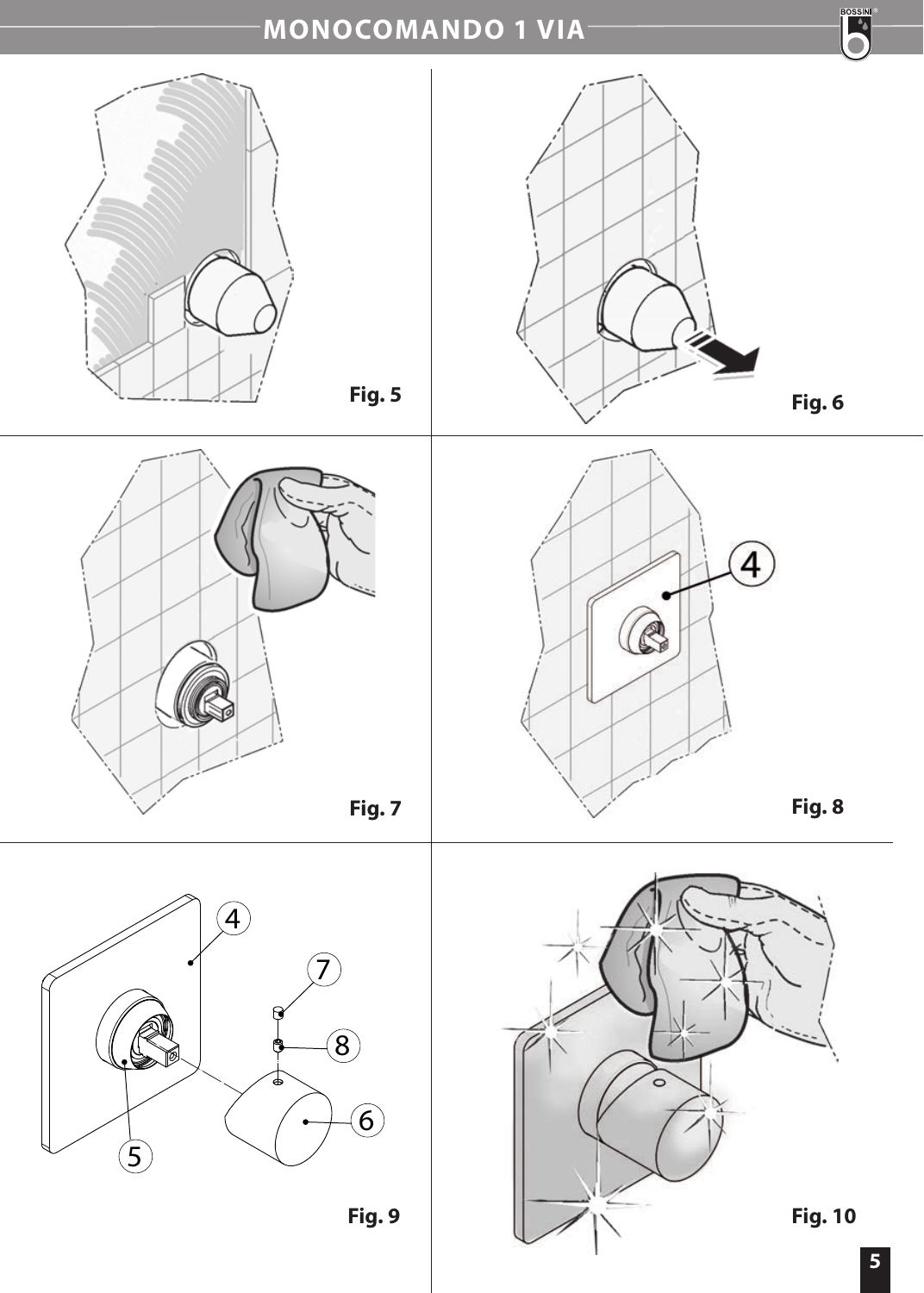# MONOCOMANDO 1 VIA

Fig. 5

Fig. 6

Fig. 7

Fig. 8

Fig. 9

Fig. 10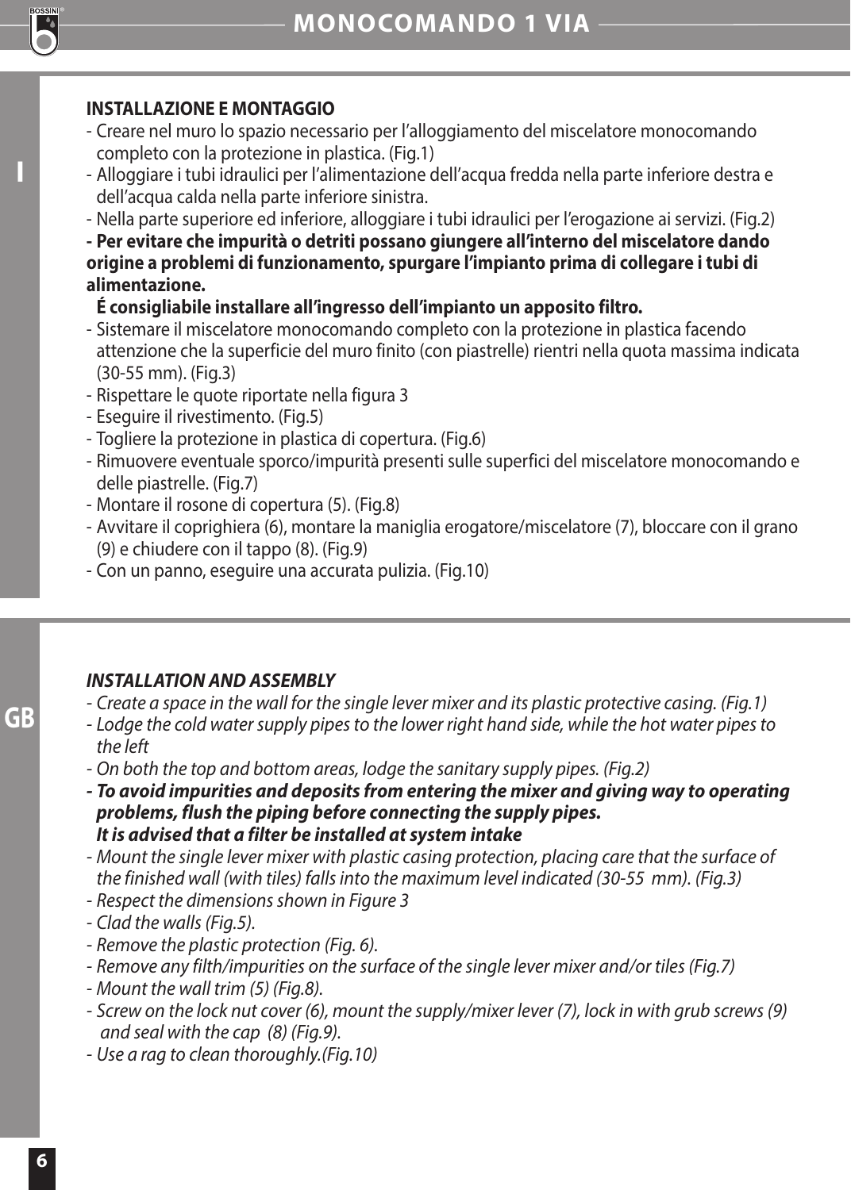## INSTALLAZIONE E MONTAGGIO

- Creare nel muro lo spazio necessario per l'alloggiamento del miscelatore monocomando completo con la protezione in plastica. (Fig.1)
- Alloggiare i tubi idraulici per l'alimentazione dell'acqua fredda nella parte inferiore destra e dell'acqua calda nella parte inferiore sinistra.
- Nella parte superiore ed inferiore, alloggiare i tubi idraulici per l'erogazione ai servizi. (Fig.2)
- **Per evitare che impurità o detriti possano giungere all'interno del miscelatore dando origine a problemi di funzionamento, spurgare l'impianto prima di collegare i tubi di alimentazione.**
  **É consigliabile installare all'ingresso dell'impianto un apposito filtro.**
- Sistemare il miscelatore monocomando completo con la protezione in plastica facendo attenzione che la superficie del muro finito (con piastrelle) rientri nella quota massima indicata (30-55 mm). (Fig.3)
- Rispettare le quote riportate nella figura 3
- Eseguire il rivestimento. (Fig.5)
- Togliere la protezione in plastica di copertura. (Fig.6)
- Rimuovere eventuale sporco/impurità presenti sulle superfici del miscelatore monocomando e delle piastrelle. (Fig.7)
- Montare il rosone di copertura (5). (Fig.8)
- Avvitare il coprighiera (6), montare la maniglia erogatore/miscelatore (7), bloccare con il grano (9) e chiudere con il tappo (8). (Fig.9)
- Con un panno, eseguire una accurata pulizia. (Fig.10)

## *INSTALLATION AND ASSEMBLY*

- *Create a space in the wall for the single lever mixer and its plastic protective casing. (Fig.1)*
- *Lodge the cold water supply pipes to the lower right hand side, while the hot water pipes to the left*
- *On both the top and bottom areas, lodge the sanitary supply pipes. (Fig.2)*
- ***To avoid impurities and deposits from entering the mixer and giving way to operating problems, flush the piping before connecting the supply pipes.***
  ***It is advised that a filter be installed at system intake***
- *Mount the single lever mixer with plastic casing protection, placing care that the surface of the finished wall (with tiles) falls into the maximum level indicated (30-55 mm). (Fig.3)*
- *Respect the dimensions shown in Figure 3*
- *Clad the walls (Fig.5).*
- *Remove the plastic protection (Fig. 6).*
- *Remove any filth/impurities on the surface of the single lever mixer and/or tiles (Fig.7)*
- *Mount the wall trim (5) (Fig.8).*
- *Screw on the lock nut cover (6), mount the supply/mixer lever (7), lock in with grub screws (9) and seal with the cap (8) (Fig.9).*
- *Use a rag to clean thoroughly.(Fig.10)*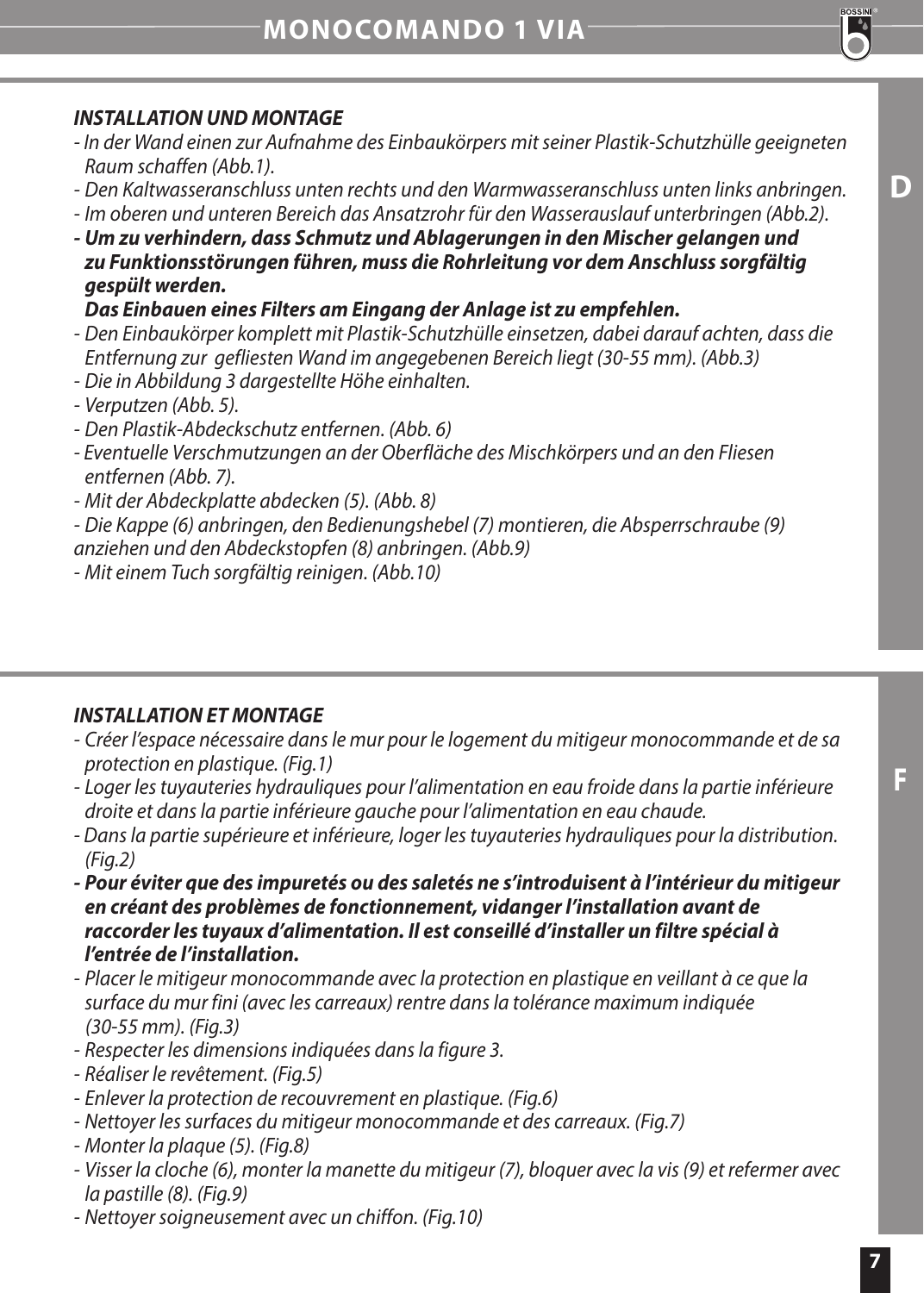### *INSTALLATION UND MONTAGE*

- *In der Wand einen zur Aufnahme des Einbaukörpers mit seiner Plastik-Schutzhülle geeigneten Raum schaffen (Abb.1).*
- *Den Kaltwasseranschluss unten rechts und den Warmwasseranschluss unten links anbringen.*
- *Im oberen und unteren Bereich das Ansatzrohr für den Wasserauslauf unterbringen (Abb.2).*
- ***Um zu verhindern, dass Schmutz und Ablagerungen in den Mischer gelangen und zu Funktionsstörungen führen, muss die Rohrleitung vor dem Anschluss sorgfältig gespült werden.***
  ***Das Einbauen eines Filters am Eingang der Anlage ist zu empfehlen.***
- *Den Einbaukörper komplett mit Plastik-Schutzhülle einsetzen, dabei darauf achten, dass die Entfernung zur gefliesten Wand im angegebenen Bereich liegt (30-55 mm). (Abb.3)*
- *Die in Abbildung 3 dargestellte Höhe einhalten.*
- *Verputzen (Abb. 5).*
- *Den Plastik-Abdeckschutz entfernen. (Abb. 6)*
- *Eventuelle Verschmutzungen an der Oberfläche des Mischkörpers und an den Fliesen entfernen (Abb. 7).*
- *Mit der Abdeckplatte abdecken (5). (Abb. 8)*
- *Die Kappe (6) anbringen, den Bedienungshebel (7) montieren, die Absperrschraube (9) anziehen und den Abdeckstopfen (8) anbringen. (Abb.9)*
- *Mit einem Tuch sorgfältig reinigen. (Abb.10)*

### *INSTALLATION ET MONTAGE*

- *Créer l'espace nécessaire dans le mur pour le logement du mitigeur monocommande et de sa protection en plastique. (Fig.1)*
- *Loger les tuyauteries hydrauliques pour l'alimentation en eau froide dans la partie inférieure droite et dans la partie inférieure gauche pour l'alimentation en eau chaude.*
- *Dans la partie supérieure et inférieure, loger les tuyauteries hydrauliques pour la distribution. (Fig.2)*
- ***Pour éviter que des impuretés ou des saletés ne s'introduisent à l'intérieur du mitigeur en créant des problèmes de fonctionnement, vidanger l'installation avant de raccorder les tuyaux d'alimentation. Il est conseillé d'installer un filtre spécial à l'entrée de l'installation.***
- *Placer le mitigeur monocommande avec la protection en plastique en veillant à ce que la surface du mur fini (avec les carreaux) rentre dans la tolérance maximum indiquée (30-55 mm). (Fig.3)*
- *Respecter les dimensions indiquées dans la figure 3.*
- *Réaliser le revêtement. (Fig.5)*
- *Enlever la protection de recouvrement en plastique. (Fig.6)*
- *Nettoyer les surfaces du mitigeur monocommande et des carreaux. (Fig.7)*
- *Monter la plaque (5). (Fig.8)*
- *Visser la cloche (6), monter la manette du mitigeur (7), bloquer avec la vis (9) et refermer avec la pastille (8). (Fig.9)*
- *Nettoyer soigneusement avec un chiffon. (Fig.10)*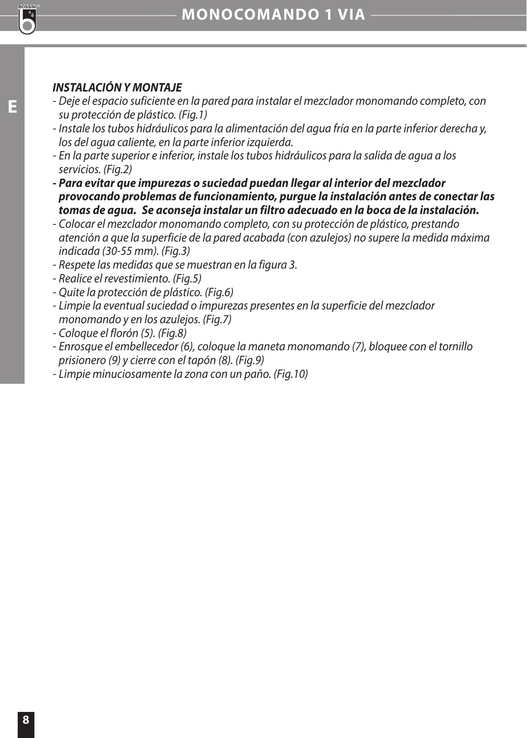***INSTALACIÓN Y MONTAJE***

- *Deje el espacio suficiente en la pared para instalar el mezclador monomando completo, con su protección de plástico. (Fig.1)*
- *Instale los tubos hidráulicos para la alimentación del agua fría en la parte inferior derecha y, los del agua caliente, en la parte inferior izquierda.*
- *En la parte superior e inferior, instale los tubos hidráulicos para la salida de agua a los servicios. (Fig.2)*
- ***Para evitar que impurezas o suciedad puedan llegar al interior del mezclador provocando problemas de funcionamiento, purgue la instalación antes de conectar las tomas de agua. Se aconseja instalar un filtro adecuado en la boca de la instalación.***
- *Colocar el mezclador monomando completo, con su protección de plástico, prestando atención a que la superficie de la pared acabada (con azulejos) no supere la medida máxima indicada (30-55 mm). (Fig.3)*
- *Respete las medidas que se muestran en la figura 3.*
- *Realice el revestimiento. (Fig.5)*
- *Quite la protección de plástico. (Fig.6)*
- *Limpie la eventual suciedad o impurezas presentes en la superficie del mezclador monomando y en los azulejos. (Fig.7)*
- *Coloque el florón (5). (Fig.8)*
- *Enrosque el embellecedor (6), coloque la maneta monomando (7), bloquee con el tornillo prisionero (9) y cierre con el tapón (8). (Fig.9)*
- *Limpie minuciosamente la zona con un paño. (Fig.10)*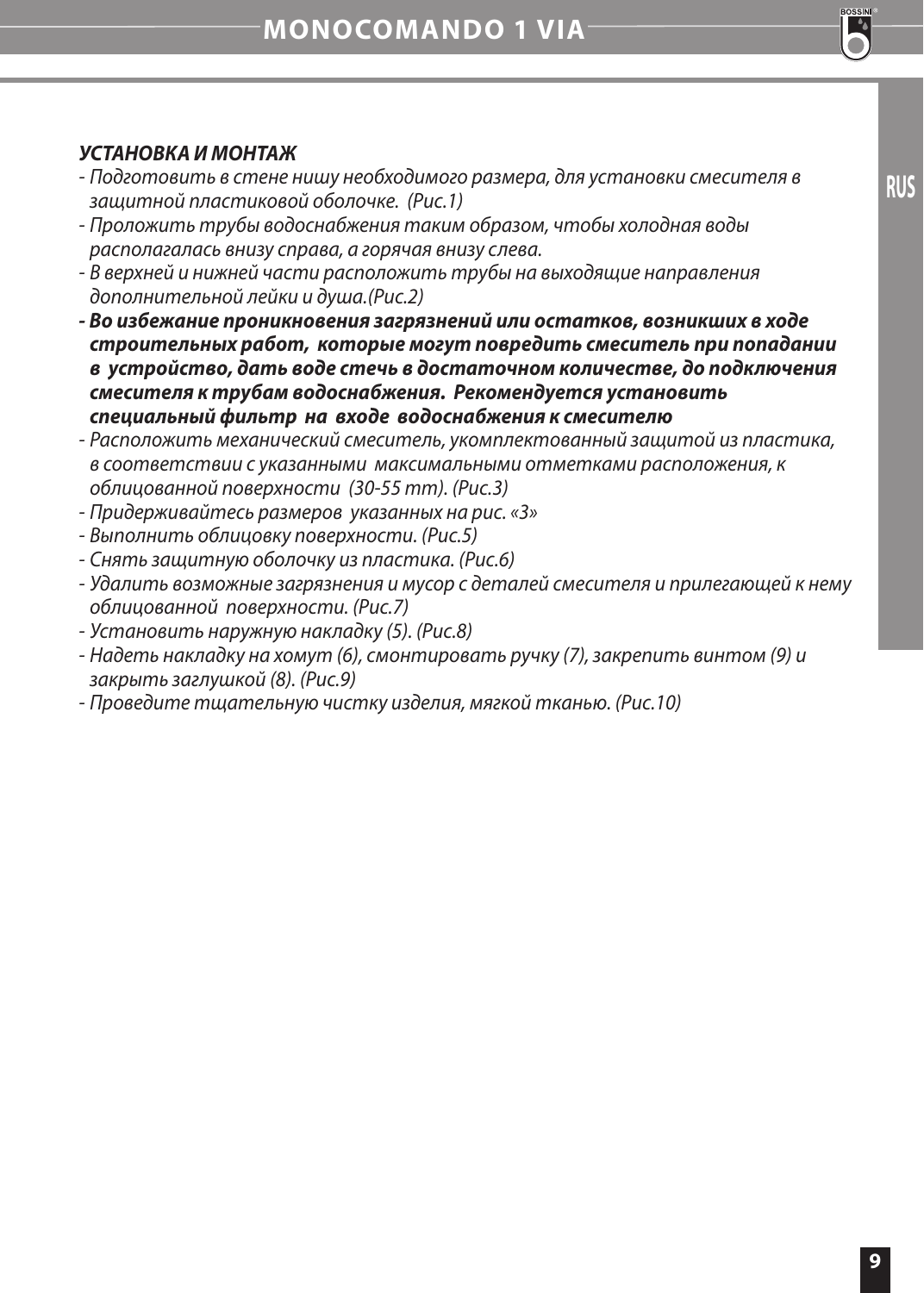***УСТАНОВКА И МОНТАЖ***

- *Подготовить в стене нишу необходимого размера, для установки смесителя в защитной пластиковой оболочке. (Рис.1)*
- *Проложить трубы водоснабжения таким образом, чтобы холодная воды располагалась внизу справа, а горячая внизу слева.*
- *В верхней и нижней части расположить трубы на выходящие направления дополнительной лейки и душа.(Рис.2)*
- ***Во избежание проникновения загрязнений или остатков, возникших в ходе строительных работ, которые могут повредить смеситель при попадании в устройство, дать воде стечь в достаточном количестве, до подключения смесителя к трубам водоснабжения. Рекомендуется установить специальный фильтр на входе водоснабжения к смесителю***
- *Расположить механический смеситель, укомплектованный защитой из пластика, в соответствии с указанными максимальными отметками расположения, к облицованной поверхности (30-55 mm). (Рис.3)*
- *Придерживайтесь размеров указанных на рис. «3»*
- *Выполнить облицовку поверхности. (Рис.5)*
- *Снять защитную оболочку из пластика. (Рис.6)*
- *Удалить возможные загрязнения и мусор с деталей смесителя и прилегающей к нему облицованной поверхности. (Рис.7)*
- *Установить наружную накладку (5). (Рис.8)*
- *Надеть накладку на хомут (6), смонтировать ручку (7), закрепить винтом (9) и закрыть заглушкой (8). (Рис.9)*
- *Проведите тщательную чистку изделия, мягкой тканью. (Рис.10)*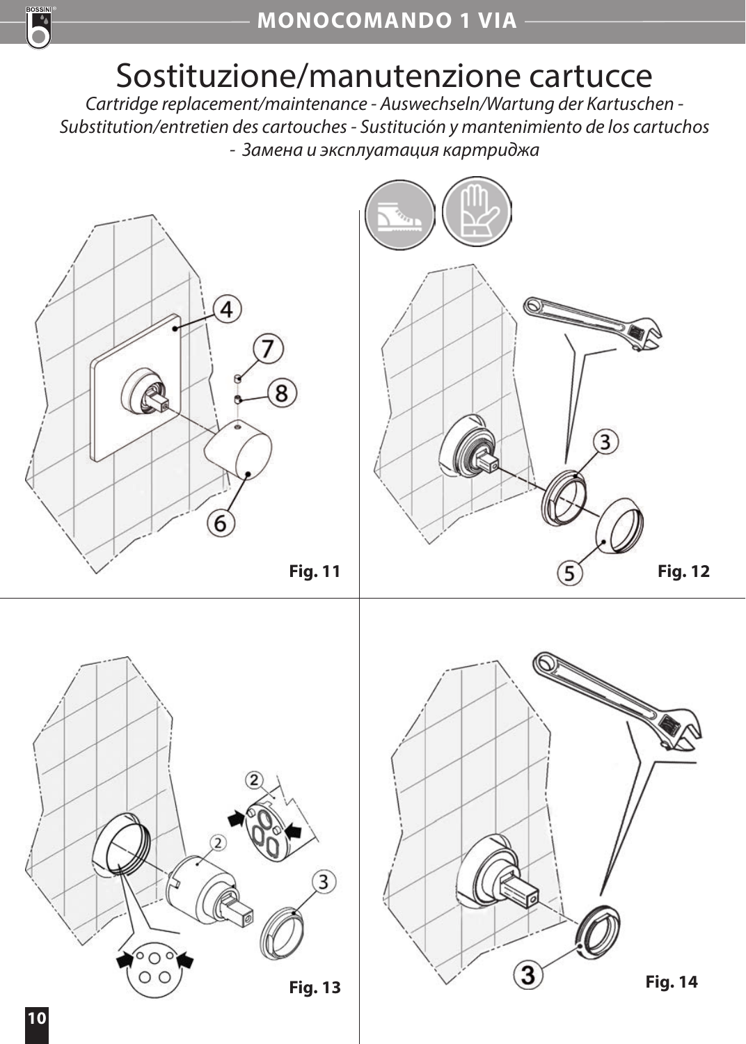# Sostituzione/manutenzione cartucce

*Cartridge replacement/maintenance - Auswechseln/Wartung der Kartuschen - Substitution/entretien des cartouches - Sustitución y mantenimiento de los cartuchos - Замена и эксплуатация картриджа*

Fig. 11

Fig. 12

Fig. 13

Fig. 14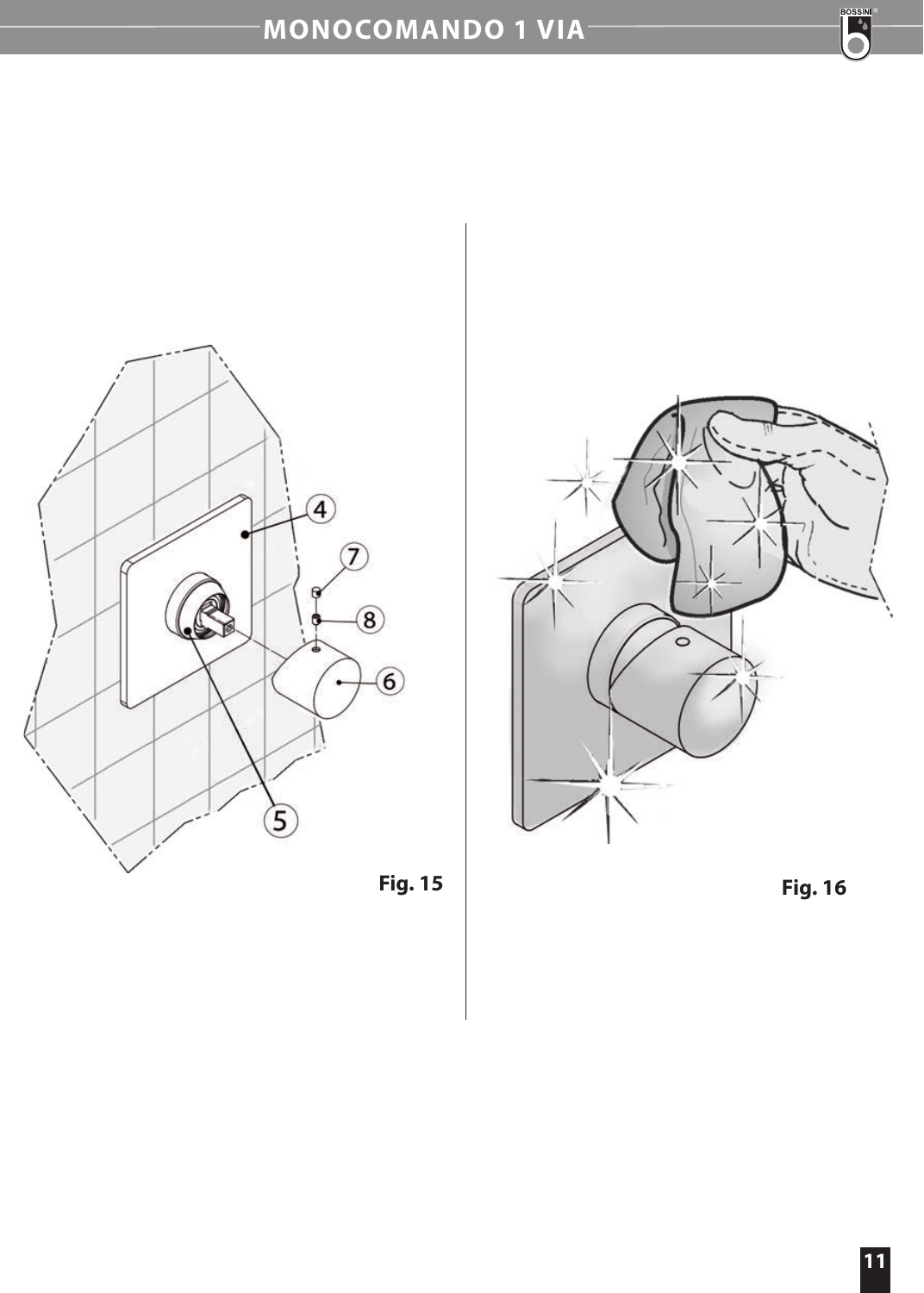Fig. 15

Fig. 16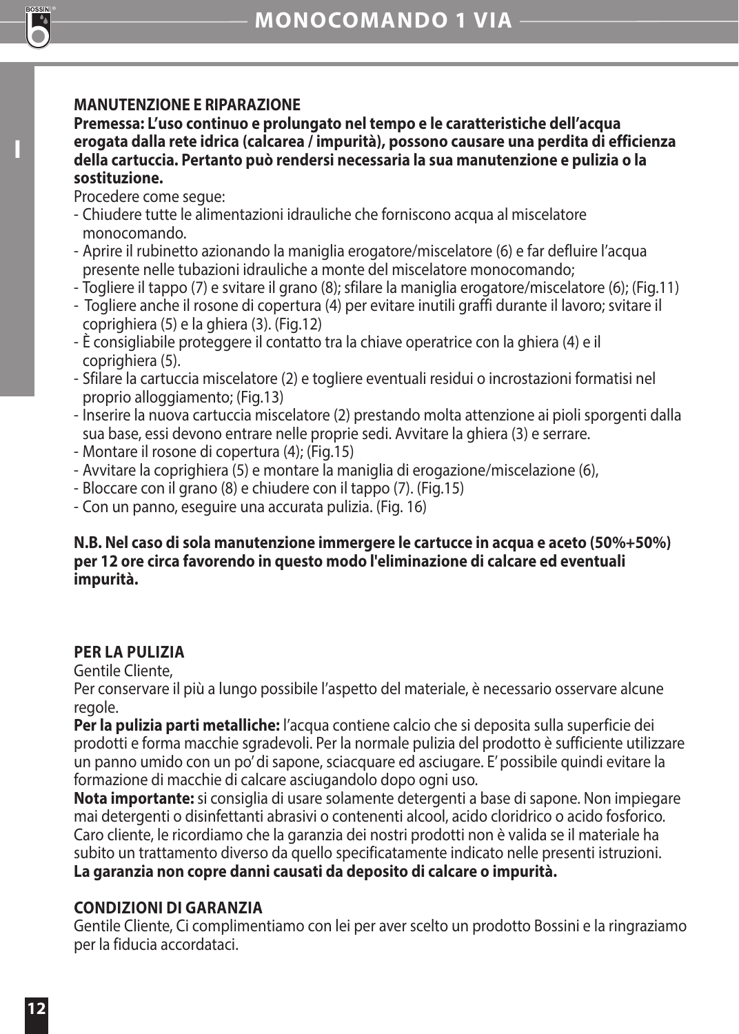## MANUTENZIONE E RIPARAZIONE

**Premessa: L’uso continuo e prolungato nel tempo e le caratteristiche dell’acqua erogata dalla rete idrica (calcarea / impurità), possono causare una perdita di efficienza della cartuccia. Pertanto può rendersi necessaria la sua manutenzione e pulizia o la sostituzione.**

Procedere come segue:

- Chiudere tutte le alimentazioni idrauliche che forniscono acqua al miscelatore monocomando.
- Aprire il rubinetto azionando la maniglia erogatore/miscelatore (6) e far defluire l’acqua presente nelle tubazioni idrauliche a monte del miscelatore monocomando;
- Togliere il tappo (7) e svitare il grano (8); sfilare la maniglia erogatore/miscelatore (6); (Fig.11)
- Togliere anche il rosone di copertura (4) per evitare inutili graffi durante il lavoro; svitare il coprighiera (5) e la ghiera (3). (Fig.12)
- È consigliabile proteggere il contatto tra la chiave operatrice con la ghiera (4) e il coprighiera (5).
- Sfilare la cartuccia miscelatore (2) e togliere eventuali residui o incrostazioni formatisi nel proprio alloggiamento; (Fig.13)
- Inserire la nuova cartuccia miscelatore (2) prestando molta attenzione ai pioli sporgenti dalla sua base, essi devono entrare nelle proprie sedi. Avvitare la ghiera (3) e serrare.
- Montare il rosone di copertura (4); (Fig.15)
- Avvitare la coprighiera (5) e montare la maniglia di erogazione/miscelazione (6),
- Bloccare con il grano (8) e chiudere con il tappo (7). (Fig.15)
- Con un panno, eseguire una accurata pulizia. (Fig. 16)

**N.B. Nel caso di sola manutenzione immergere le cartucce in acqua e aceto (50%+50%) per 12 ore circa favorendo in questo modo l'eliminazione di calcare ed eventuali impurità.**

## PER LA PULIZIA

Gentile Cliente,

Per conservare il più a lungo possibile l’aspetto del materiale, è necessario osservare alcune regole.

**Per la pulizia parti metalliche:** l’acqua contiene calcio che si deposita sulla superficie dei prodotti e forma macchie sgradevoli. Per la normale pulizia del prodotto è sufficiente utilizzare un panno umido con un po’ di sapone, sciacquare ed asciugare. E’ possibile quindi evitare la formazione di macchie di calcare asciugandolo dopo ogni uso.

**Nota importante:** si consiglia di usare solamente detergenti a base di sapone. Non impiegare mai detergenti o disinfettanti abrasivi o contenenti alcool, acido cloridrico o acido fosforico. Caro cliente, le ricordiamo che la garanzia dei nostri prodotti non è valida se il materiale ha subito un trattamento diverso da quello specificatamente indicato nelle presenti istruzioni.

**La garanzia non copre danni causati da deposito di calcare o impurità.**

## CONDIZIONI DI GARANZIA

Gentile Cliente, Ci complimentiamo con lei per aver scelto un prodotto Bossini e la ringraziamo per la fiducia accordataci.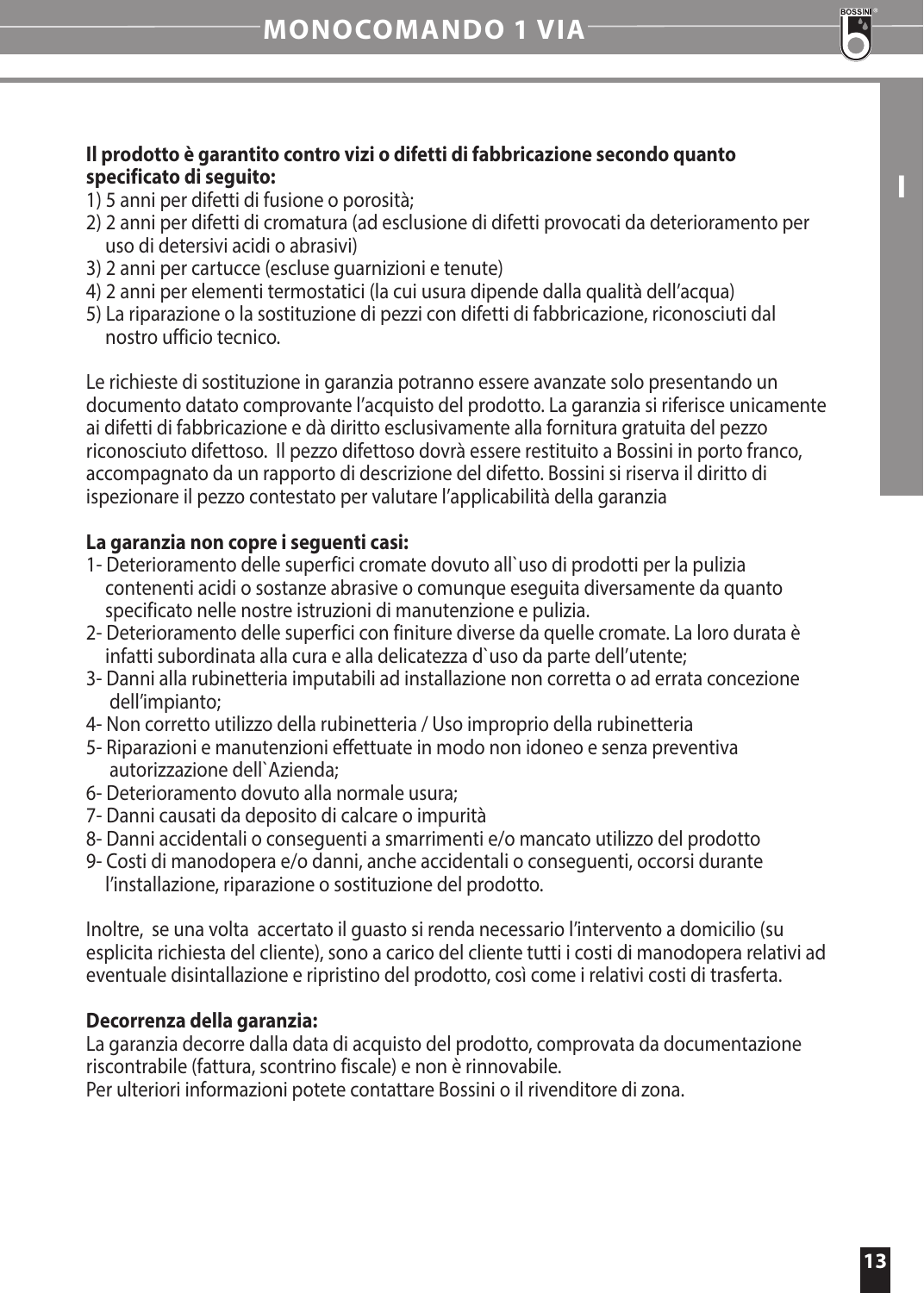**Il prodotto è garantito contro vizi o difetti di fabbricazione secondo quanto specificato di seguito:**

1) 5 anni per difetti di fusione o porosità;
2) 2 anni per difetti di cromatura (ad esclusione di difetti provocati da deterioramento per uso di detersivi acidi o abrasivi)
3) 2 anni per cartucce (escluse guarnizioni e tenute)
4) 2 anni per elementi termostatici (la cui usura dipende dalla qualità dell'acqua)
5) La riparazione o la sostituzione di pezzi con difetti di fabbricazione, riconosciuti dal nostro ufficio tecnico.

Le richieste di sostituzione in garanzia potranno essere avanzate solo presentando un documento datato comprovante l'acquisto del prodotto. La garanzia si riferisce unicamente ai difetti di fabbricazione e dà diritto esclusivamente alla fornitura gratuita del pezzo riconosciuto difettoso. Il pezzo difettoso dovrà essere restituito a Bossini in porto franco, accompagnato da un rapporto di descrizione del difetto. Bossini si riserva il diritto di ispezionare il pezzo contestato per valutare l'applicabilità della garanzia

**La garanzia non copre i seguenti casi:**

1- Deterioramento delle superfici cromate dovuto all`uso di prodotti per la pulizia contenenti acidi o sostanze abrasive o comunque eseguita diversamente da quanto specificato nelle nostre istruzioni di manutenzione e pulizia.
2- Deterioramento delle superfici con finiture diverse da quelle cromate. La loro durata è infatti subordinata alla cura e alla delicatezza d`uso da parte dell'utente;
3- Danni alla rubinetteria imputabili ad installazione non corretta o ad errata concezione dell'impianto;
4- Non corretto utilizzo della rubinetteria / Uso improprio della rubinetteria
5- Riparazioni e manutenzioni effettuate in modo non idoneo e senza preventiva autorizzazione dell`Azienda;
6- Deterioramento dovuto alla normale usura;
7- Danni causati da deposito di calcare o impurità
8- Danni accidentali o conseguenti a smarrimenti e/o mancato utilizzo del prodotto
9- Costi di manodopera e/o danni, anche accidentali o conseguenti, occorsi durante l'installazione, riparazione o sostituzione del prodotto.

Inoltre, se una volta accertato il guasto si renda necessario l'intervento a domicilio (su esplicita richiesta del cliente), sono a carico del cliente tutti i costi di manodopera relativi ad eventuale disintallazione e ripristino del prodotto, così come i relativi costi di trasferta.

**Decorrenza della garanzia:**

La garanzia decorre dalla data di acquisto del prodotto, comprovata da documentazione riscontrabile (fattura, scontrino fiscale) e non è rinnovabile.
Per ulteriori informazioni potete contattare Bossini o il rivenditore di zona.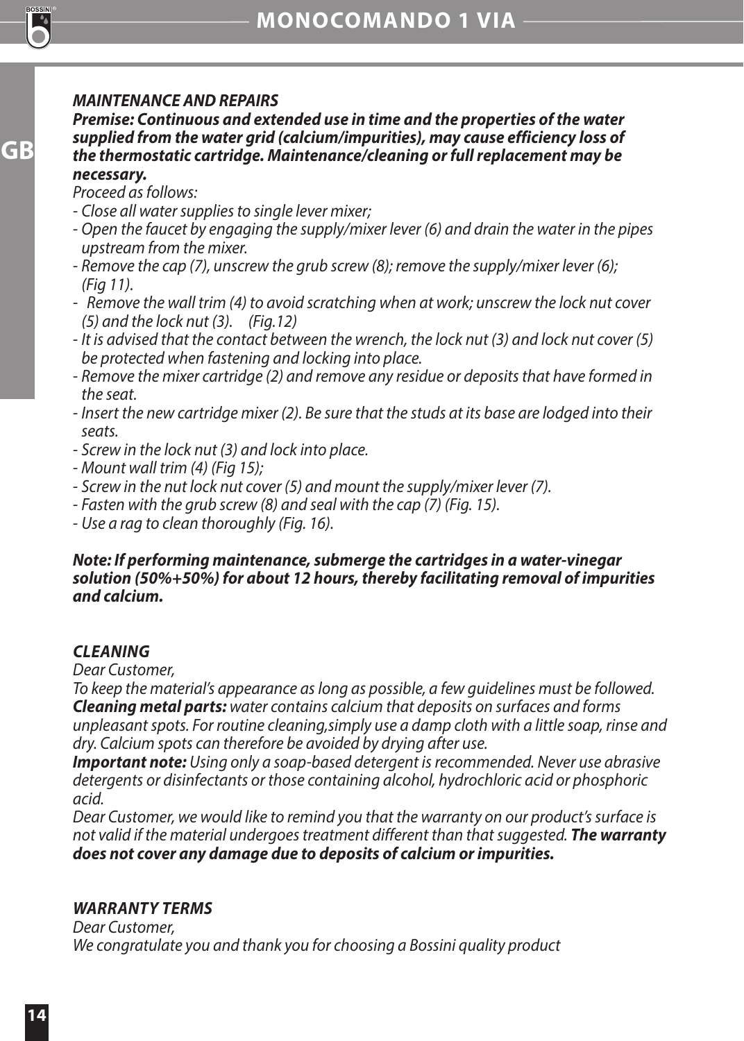## *MAINTENANCE AND REPAIRS*

***Premise: Continuous and extended use in time and the properties of the water supplied from the water grid (calcium/impurities), may cause efficiency loss of the thermostatic cartridge. Maintenance/cleaning or full replacement may be necessary.***

*Proceed as follows:*

- *Close all water supplies to single lever mixer;*
- *Open the faucet by engaging the supply/mixer lever (6) and drain the water in the pipes upstream from the mixer.*
- *Remove the cap (7), unscrew the grub screw (8); remove the supply/mixer lever (6); (Fig 11).*
- *Remove the wall trim (4) to avoid scratching when at work; unscrew the lock nut cover (5) and the lock nut (3). (Fig.12)*
- *It is advised that the contact between the wrench, the lock nut (3) and lock nut cover (5) be protected when fastening and locking into place.*
- *Remove the mixer cartridge (2) and remove any residue or deposits that have formed in the seat.*
- *Insert the new cartridge mixer (2). Be sure that the studs at its base are lodged into their seats.*
- *Screw in the lock nut (3) and lock into place.*
- *Mount wall trim (4) (Fig 15);*
- *Screw in the nut lock nut cover (5) and mount the supply/mixer lever (7).*
- *Fasten with the grub screw (8) and seal with the cap (7) (Fig. 15).*
- *Use a rag to clean thoroughly (Fig. 16).*

***Note: If performing maintenance, submerge the cartridges in a water-vinegar solution (50%+50%) for about 12 hours, thereby facilitating removal of impurities and calcium.***

## *CLEANING*

*Dear Customer,*

*To keep the material's appearance as long as possible, a few guidelines must be followed.*
***Cleaning metal parts:*** *water contains calcium that deposits on surfaces and forms unpleasant spots. For routine cleaning,simply use a damp cloth with a little soap, rinse and dry. Calcium spots can therefore be avoided by drying after use.*
***Important note:*** *Using only a soap-based detergent is recommended. Never use abrasive detergents or disinfectants or those containing alcohol, hydrochloric acid or phosphoric acid.*
*Dear Customer, we would like to remind you that the warranty on our product's surface is not valid if the material undergoes treatment different than that suggested.* ***The warranty does not cover any damage due to deposits of calcium or impurities.***

## *WARRANTY TERMS*

*Dear Customer,*
*We congratulate you and thank you for choosing a Bossini quality product*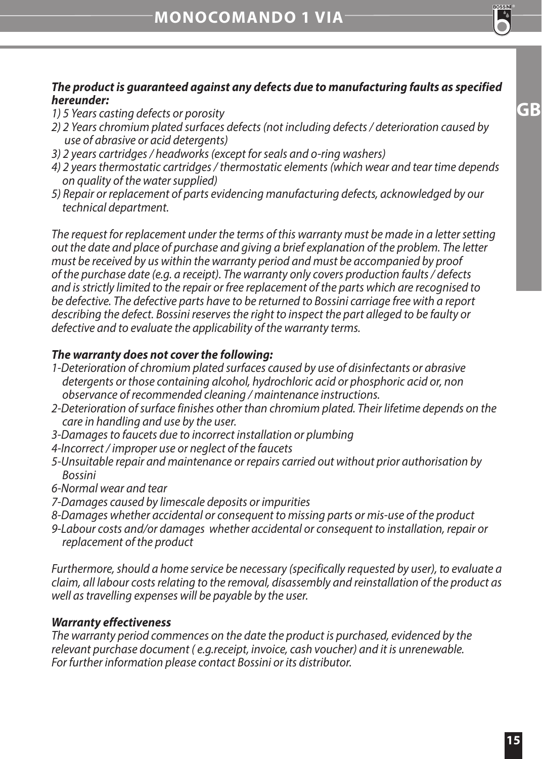***The product is guaranteed against any defects due to manufacturing faults as specified hereunder:***

*1) 5 Years casting defects or porosity*
*2) 2 Years chromium plated surfaces defects (not including defects / deterioration caused by use of abrasive or acid detergents)*
*3) 2 years cartridges / headworks (except for seals and o-ring washers)*
*4) 2 years thermostatic cartridges / thermostatic elements (which wear and tear time depends on quality of the water supplied)*
*5) Repair or replacement of parts evidencing manufacturing defects, acknowledged by our technical department.*

*The request for replacement under the terms of this warranty must be made in a letter setting out the date and place of purchase and giving a brief explanation of the problem. The letter must be received by us within the warranty period and must be accompanied by proof of the purchase date (e.g. a receipt). The warranty only covers production faults / defects and is strictly limited to the repair or free replacement of the parts which are recognised to be defective. The defective parts have to be returned to Bossini carriage free with a report describing the defect. Bossini reserves the right to inspect the part alleged to be faulty or defective and to evaluate the applicability of the warranty terms.*

***The warranty does not cover the following:***

*1-Deterioration of chromium plated surfaces caused by use of disinfectants or abrasive detergents or those containing alcohol, hydrochloric acid or phosphoric acid or, non observance of recommended cleaning / maintenance instructions.*
*2-Deterioration of surface finishes other than chromium plated. Their lifetime depends on the care in handling and use by the user.*
*3-Damages to faucets due to incorrect installation or plumbing*
*4-Incorrect / improper use or neglect of the faucets*
*5-Unsuitable repair and maintenance or repairs carried out without prior authorisation by Bossini*
*6-Normal wear and tear*
*7-Damages caused by limescale deposits or impurities*
*8-Damages whether accidental or consequent to missing parts or mis-use of the product*
*9-Labour costs and/or damages whether accidental or consequent to installation, repair or replacement of the product*

*Furthermore, should a home service be necessary (specifically requested by user), to evaluate a claim, all labour costs relating to the removal, disassembly and reinstallation of the product as well as travelling expenses will be payable by the user.*

***Warranty effectiveness***

*The warranty period commences on the date the product is purchased, evidenced by the relevant purchase document ( e.g.receipt, invoice, cash voucher) and it is unrenewable.*
*For further information please contact Bossini or its distributor.*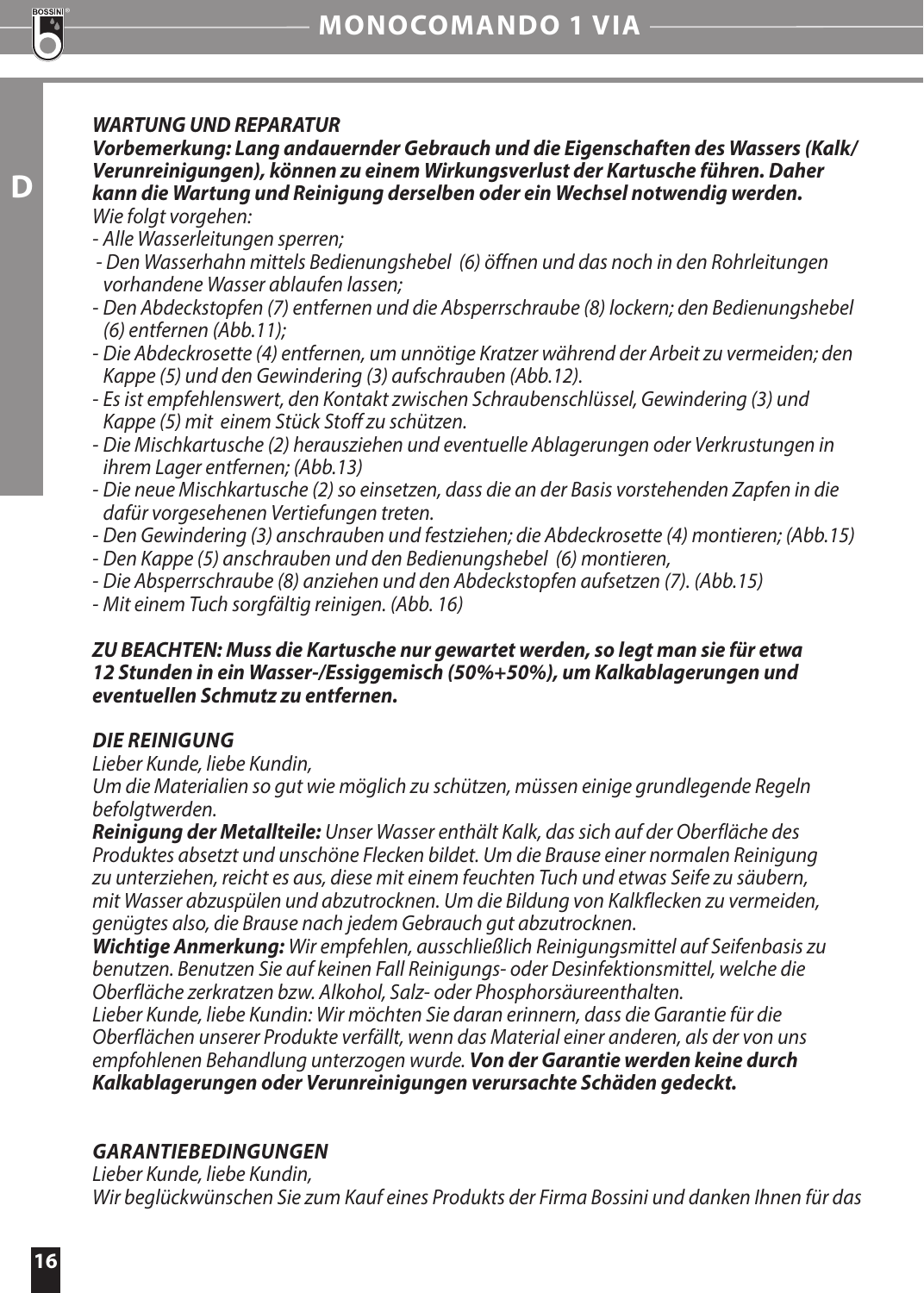### *WARTUNG UND REPARATUR*

***Vorbemerkung: Lang andauernder Gebrauch und die Eigenschaften des Wassers (Kalk/ Verunreinigungen), können zu einem Wirkungsverlust der Kartusche führen. Daher kann die Wartung und Reinigung derselben oder ein Wechsel notwendig werden.***

*Wie folgt vorgehen:*

- *Alle Wasserleitungen sperren;*
- *Den Wasserhahn mittels Bedienungshebel (6) öffnen und das noch in den Rohrleitungen vorhandene Wasser ablaufen lassen;*
- *Den Abdeckstopfen (7) entfernen und die Absperrschraube (8) lockern; den Bedienungshebel (6) entfernen (Abb.11);*
- *Die Abdeckrosette (4) entfernen, um unnötige Kratzer während der Arbeit zu vermeiden; den Kappe (5) und den Gewindering (3) aufschrauben (Abb.12).*
- *Es ist empfehlenswert, den Kontakt zwischen Schraubenschlüssel, Gewindering (3) und Kappe (5) mit einem Stück Stoff zu schützen.*
- *Die Mischkartusche (2) herausziehen und eventuelle Ablagerungen oder Verkrustungen in ihrem Lager entfernen; (Abb.13)*
- *Die neue Mischkartusche (2) so einsetzen, dass die an der Basis vorstehenden Zapfen in die dafür vorgesehenen Vertiefungen treten.*
- *Den Gewindering (3) anschrauben und festziehen; die Abdeckrosette (4) montieren; (Abb.15)*
- *Den Kappe (5) anschrauben und den Bedienungshebel (6) montieren,*
- *Die Absperrschraube (8) anziehen und den Abdeckstopfen aufsetzen (7). (Abb.15)*
- *Mit einem Tuch sorgfältig reinigen. (Abb. 16)*

***ZU BEACHTEN: Muss die Kartusche nur gewartet werden, so legt man sie für etwa 12 Stunden in ein Wasser-/Essiggemisch (50%+50%), um Kalkablagerungen und eventuellen Schmutz zu entfernen.***

### *DIE REINIGUNG*

*Lieber Kunde, liebe Kundin,*

*Um die Materialien so gut wie möglich zu schützen, müssen einige grundlegende Regeln befolgtwerden.*

***Reinigung der Metallteile:*** *Unser Wasser enthält Kalk, das sich auf der Oberfläche des Produktes absetzt und unschöne Flecken bildet. Um die Brause einer normalen Reinigung zu unterziehen, reicht es aus, diese mit einem feuchten Tuch und etwas Seife zu säubern, mit Wasser abzuspülen und abzutrocknen. Um die Bildung von Kalkflecken zu vermeiden, genügtes also, die Brause nach jedem Gebrauch gut abzutrocknen.*

***Wichtige Anmerkung:*** *Wir empfehlen, ausschließlich Reinigungsmittel auf Seifenbasis zu benutzen. Benutzen Sie auf keinen Fall Reinigungs- oder Desinfektionsmittel, welche die Oberfläche zerkratzen bzw. Alkohol, Salz- oder Phosphorsäureenthalten.*

*Lieber Kunde, liebe Kundin: Wir möchten Sie daran erinnern, dass die Garantie für die Oberflächen unserer Produkte verfällt, wenn das Material einer anderen, als der von uns empfohlenen Behandlung unterzogen wurde.* ***Von der Garantie werden keine durch Kalkablagerungen oder Verunreinigungen verursachte Schäden gedeckt.***

### *GARANTIEBEDINGUNGEN*

*Lieber Kunde, liebe Kundin,*

*Wir beglückwünschen Sie zum Kauf eines Produkts der Firma Bossini und danken Ihnen für das*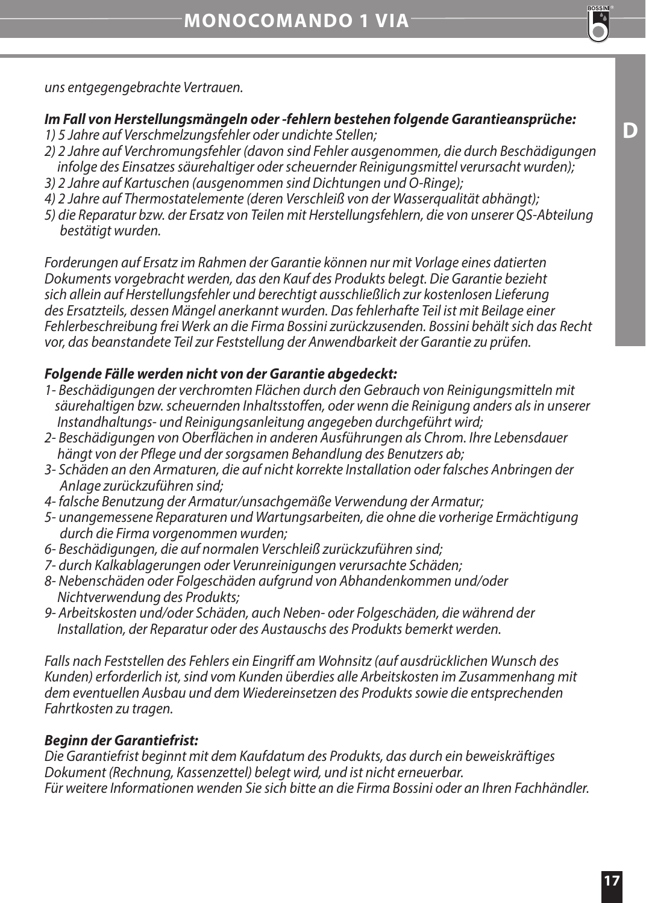*uns entgegengebrachte Vertrauen.*

***Im Fall von Herstellungsmängeln oder -fehlern bestehen folgende Garantieansprüche:***

*1) 5 Jahre auf Verschmelzungsfehler oder undichte Stellen;*
*2) 2 Jahre auf Verchromungsfehler (davon sind Fehler ausgenommen, die durch Beschädigungen infolge des Einsatzes säurehaltiger oder scheuernder Reinigungsmittel verursacht wurden);*
*3) 2 Jahre auf Kartuschen (ausgenommen sind Dichtungen und O-Ringe);*
*4) 2 Jahre auf Thermostatelemente (deren Verschleiß von der Wasserqualität abhängt);*
*5) die Reparatur bzw. der Ersatz von Teilen mit Herstellungsfehlern, die von unserer QS-Abteilung bestätigt wurden.*

*Forderungen auf Ersatz im Rahmen der Garantie können nur mit Vorlage eines datierten Dokuments vorgebracht werden, das den Kauf des Produkts belegt. Die Garantie bezieht sich allein auf Herstellungsfehler und berechtigt ausschließlich zur kostenlosen Lieferung des Ersatzteils, dessen Mängel anerkannt wurden. Das fehlerhafte Teil ist mit Beilage einer Fehlerbeschreibung frei Werk an die Firma Bossini zurückzusenden. Bossini behält sich das Recht vor, das beanstandete Teil zur Feststellung der Anwendbarkeit der Garantie zu prüfen.*

***Folgende Fälle werden nicht von der Garantie abgedeckt:***

*1- Beschädigungen der verchromten Flächen durch den Gebrauch von Reinigungsmitteln mit säurehaltigen bzw. scheuernden Inhaltsstoffen, oder wenn die Reinigung anders als in unserer Instandhaltungs- und Reinigungsanleitung angegeben durchgeführt wird;*
*2- Beschädigungen von Oberflächen in anderen Ausführungen als Chrom. Ihre Lebensdauer hängt von der Pflege und der sorgsamen Behandlung des Benutzers ab;*
*3- Schäden an den Armaturen, die auf nicht korrekte Installation oder falsches Anbringen der Anlage zurückzuführen sind;*
*4- falsche Benutzung der Armatur/unsachgemäße Verwendung der Armatur;*
*5- unangemessene Reparaturen und Wartungsarbeiten, die ohne die vorherige Ermächtigung durch die Firma vorgenommen wurden;*
*6- Beschädigungen, die auf normalen Verschleiß zurückzuführen sind;*
*7- durch Kalkablagerungen oder Verunreinigungen verursachte Schäden;*
*8- Nebenschäden oder Folgeschäden aufgrund von Abhandenkommen und/oder Nichtverwendung des Produkts;*
*9- Arbeitskosten und/oder Schäden, auch Neben- oder Folgeschäden, die während der Installation, der Reparatur oder des Austauschs des Produkts bemerkt werden.*

*Falls nach Feststellen des Fehlers ein Eingriff am Wohnsitz (auf ausdrücklichen Wunsch des Kunden) erforderlich ist, sind vom Kunden überdies alle Arbeitskosten im Zusammenhang mit dem eventuellen Ausbau und dem Wiedereinsetzen des Produkts sowie die entsprechenden Fahrtkosten zu tragen.*

***Beginn der Garantiefrist:***

*Die Garantiefrist beginnt mit dem Kaufdatum des Produkts, das durch ein beweiskräftiges Dokument (Rechnung, Kassenzettel) belegt wird, und ist nicht erneuerbar.*
*Für weitere Informationen wenden Sie sich bitte an die Firma Bossini oder an Ihren Fachhändler.*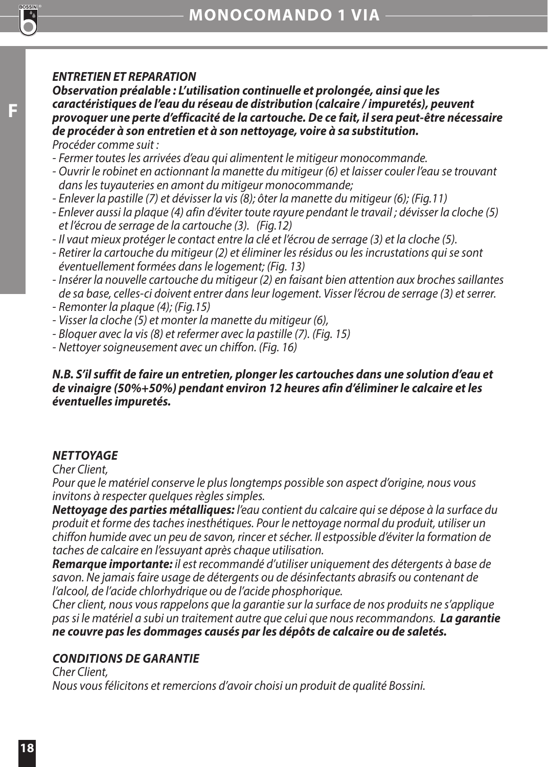### *ENTRETIEN ET REPARATION*

***Observation préalable : L'utilisation continuelle et prolongée, ainsi que les caractéristiques de l'eau du réseau de distribution (calcaire / impuretés), peuvent provoquer une perte d'efficacité de la cartouche. De ce fait, il sera peut-être nécessaire de procéder à son entretien et à son nettoyage, voire à sa substitution.***

*Procéder comme suit :*

- *Fermer toutes les arrivées d'eau qui alimentent le mitigeur monocommande.*
- *Ouvrir le robinet en actionnant la manette du mitigeur (6) et laisser couler l'eau se trouvant dans les tuyauteries en amont du mitigeur monocommande;*
- *Enlever la pastille (7) et dévisser la vis (8); ôter la manette du mitigeur (6); (Fig.11)*
- *Enlever aussi la plaque (4) afin d'éviter toute rayure pendant le travail ; dévisser la cloche (5) et l'écrou de serrage de la cartouche (3). (Fig.12)*
- *Il vaut mieux protéger le contact entre la clé et l'écrou de serrage (3) et la cloche (5).*
- *Retirer la cartouche du mitigeur (2) et éliminer les résidus ou les incrustations qui se sont éventuellement formées dans le logement; (Fig. 13)*
- *Insérer la nouvelle cartouche du mitigeur (2) en faisant bien attention aux broches saillantes de sa base, celles-ci doivent entrer dans leur logement. Visser l'écrou de serrage (3) et serrer.*
- *Remonter la plaque (4); (Fig.15)*
- *Visser la cloche (5) et monter la manette du mitigeur (6),*
- *Bloquer avec la vis (8) et refermer avec la pastille (7). (Fig. 15)*
- *Nettoyer soigneusement avec un chiffon. (Fig. 16)*

***N.B. S'il suffit de faire un entretien, plonger les cartouches dans une solution d'eau et de vinaigre (50%+50%) pendant environ 12 heures afin d'éliminer le calcaire et les éventuelles impuretés.***

### *NETTOYAGE*

*Cher Client,*

*Pour que le matériel conserve le plus longtemps possible son aspect d'origine, nous vous invitons à respecter quelques règles simples.*

***Nettoyage des parties métalliques:*** *l'eau contient du calcaire qui se dépose à la surface du produit et forme des taches inesthétiques. Pour le nettoyage normal du produit, utiliser un chiffon humide avec un peu de savon, rincer et sécher. Il estpossible d'éviter la formation de taches de calcaire en l'essuyant après chaque utilisation.*

***Remarque importante:*** *il est recommandé d'utiliser uniquement des détergents à base de savon. Ne jamais faire usage de détergents ou de désinfectants abrasifs ou contenant de l'alcool, de l'acide chlorhydrique ou de l'acide phosphorique.*

*Cher client, nous vous rappelons que la garantie sur la surface de nos produits ne s'applique pas si le matériel a subi un traitement autre que celui que nous recommandons.* ***La garantie ne couvre pas les dommages causés par les dépôts de calcaire ou de saletés.***

### *CONDITIONS DE GARANTIE*

*Cher Client,*

*Nous vous félicitons et remercions d'avoir choisi un produit de qualité Bossini.*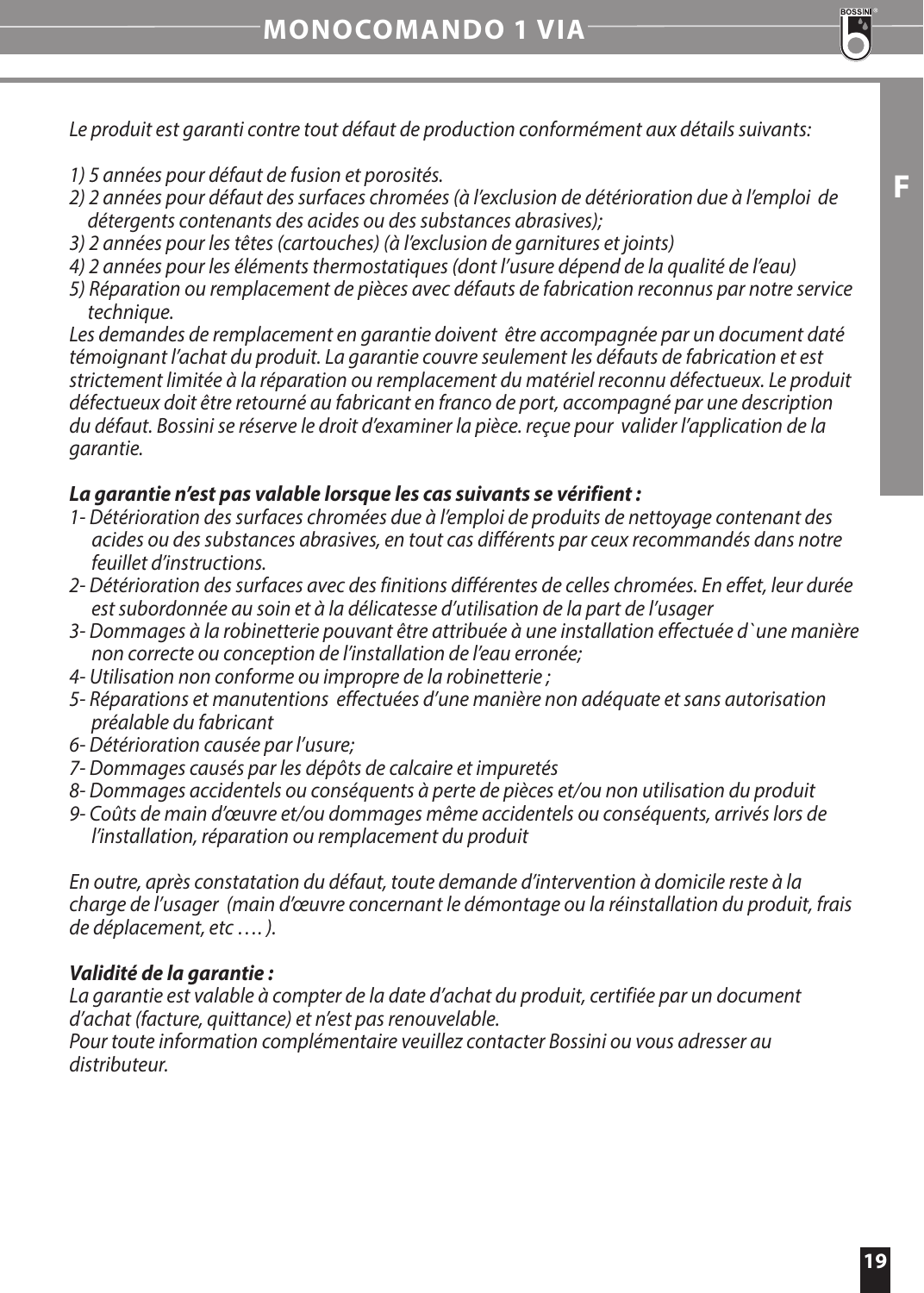*Le produit est garanti contre tout défaut de production conformément aux détails suivants:*

*1) 5 années pour défaut de fusion et porosités.*
*2) 2 années pour défaut des surfaces chromées (à l'exclusion de détérioration due à l'emploi de détergents contenants des acides ou des substances abrasives);*
*3) 2 années pour les têtes (cartouches) (à l'exclusion de garnitures et joints)*
*4) 2 années pour les éléments thermostatiques (dont l'usure dépend de la qualité de l'eau)*
*5) Réparation ou remplacement de pièces avec défauts de fabrication reconnus par notre service technique.*

*Les demandes de remplacement en garantie doivent être accompagnée par un document daté témoignant l'achat du produit. La garantie couvre seulement les défauts de fabrication et est strictement limitée à la réparation ou remplacement du matériel reconnu défectueux. Le produit défectueux doit être retourné au fabricant en franco de port, accompagné par une description du défaut. Bossini se réserve le droit d'examiner la pièce. reçue pour valider l'application de la garantie.*

***La garantie n'est pas valable lorsque les cas suivants se vérifient :***

*1- Détérioration des surfaces chromées due à l'emploi de produits de nettoyage contenant des acides ou des substances abrasives, en tout cas différents par ceux recommandés dans notre feuillet d'instructions.*
*2- Détérioration des surfaces avec des finitions différentes de celles chromées. En effet, leur durée est subordonnée au soin et à la délicatesse d'utilisation de la part de l'usager*
*3- Dommages à la robinetterie pouvant être attribuée à une installation effectuée d`une manière non correcte ou conception de l'installation de l'eau erronée;*
*4- Utilisation non conforme ou impropre de la robinetterie ;*
*5- Réparations et manutentions effectuées d'une manière non adéquate et sans autorisation préalable du fabricant*
*6- Détérioration causée par l'usure;*
*7- Dommages causés par les dépôts de calcaire et impuretés*
*8- Dommages accidentels ou conséquents à perte de pièces et/ou non utilisation du produit*
*9- Coûts de main d'œuvre et/ou dommages même accidentels ou conséquents, arrivés lors de l'installation, réparation ou remplacement du produit*

*En outre, après constatation du défaut, toute demande d'intervention à domicile reste à la charge de l'usager (main d'œuvre concernant le démontage ou la réinstallation du produit, frais de déplacement, etc …. ).*

***Validité de la garantie :***

*La garantie est valable à compter de la date d'achat du produit, certifiée par un document d'achat (facture, quittance) et n'est pas renouvelable.*
*Pour toute information complémentaire veuillez contacter Bossini ou vous adresser au distributeur.*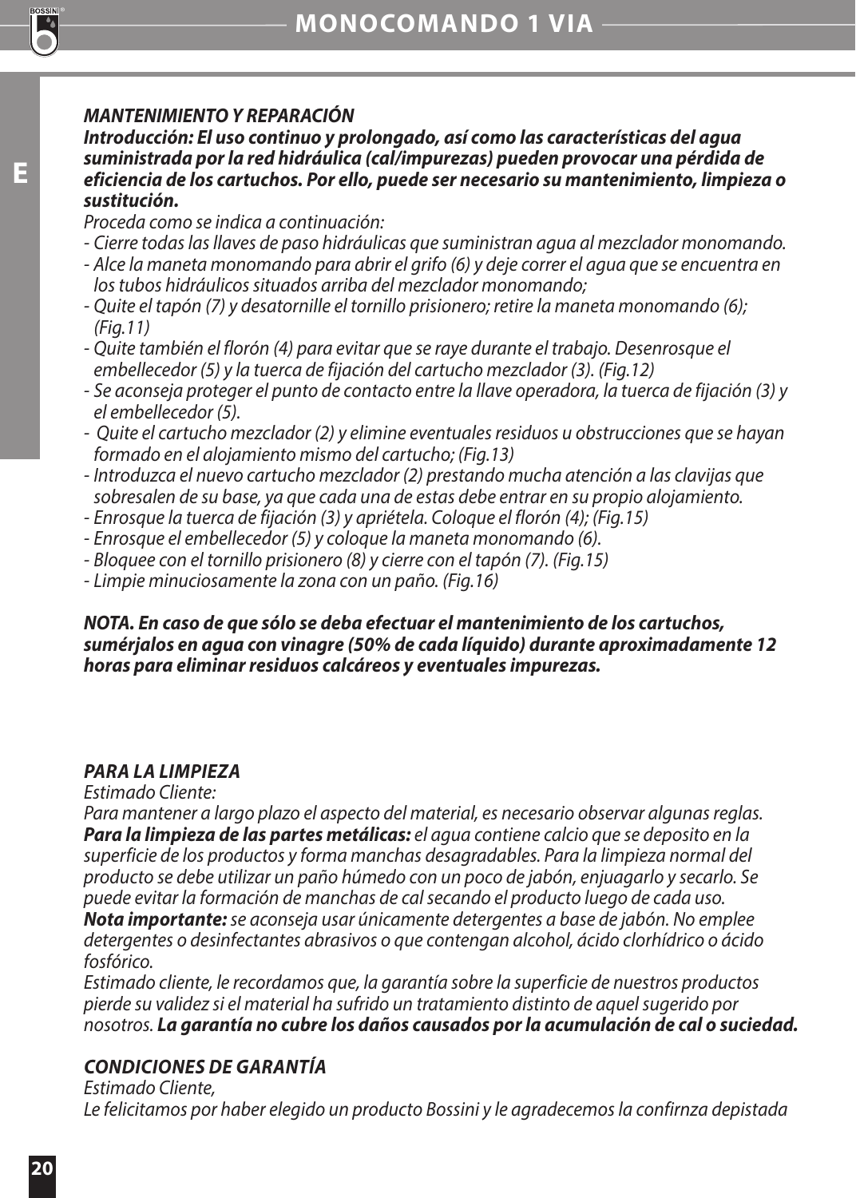### *MANTENIMIENTO Y REPARACIÓN*

***Introducción: El uso continuo y prolongado, así como las características del agua suministrada por la red hidráulica (cal/impurezas) pueden provocar una pérdida de eficiencia de los cartuchos. Por ello, puede ser necesario su mantenimiento, limpieza o sustitución.***

*Proceda como se indica a continuación:*

- *Cierre todas las llaves de paso hidráulicas que suministran agua al mezclador monomando.*
- *Alce la maneta monomando para abrir el grifo (6) y deje correr el agua que se encuentra en los tubos hidráulicos situados arriba del mezclador monomando;*
- *Quite el tapón (7) y desatornille el tornillo prisionero; retire la maneta monomando (6); (Fig.11)*
- *Quite también el florón (4) para evitar que se raye durante el trabajo. Desenrosque el embellecedor (5) y la tuerca de fijación del cartucho mezclador (3). (Fig.12)*
- *Se aconseja proteger el punto de contacto entre la llave operadora, la tuerca de fijación (3) y el embellecedor (5).*
- *Quite el cartucho mezclador (2) y elimine eventuales residuos u obstrucciones que se hayan formado en el alojamiento mismo del cartucho; (Fig.13)*
- *Introduzca el nuevo cartucho mezclador (2) prestando mucha atención a las clavijas que sobresalen de su base, ya que cada una de estas debe entrar en su propio alojamiento.*
- *Enrosque la tuerca de fijación (3) y apriétela. Coloque el florón (4); (Fig.15)*
- *Enrosque el embellecedor (5) y coloque la maneta monomando (6).*
- *Bloquee con el tornillo prisionero (8) y cierre con el tapón (7). (Fig.15)*
- *Limpie minuciosamente la zona con un paño. (Fig.16)*

***NOTA. En caso de que sólo se deba efectuar el mantenimiento de los cartuchos, sumérjalos en agua con vinagre (50% de cada líquido) durante aproximadamente 12 horas para eliminar residuos calcáreos y eventuales impurezas.***

### *PARA LA LIMPIEZA*

*Estimado Cliente:*

*Para mantener a largo plazo el aspecto del material, es necesario observar algunas reglas.*
***Para la limpieza de las partes metálicas:*** *el agua contiene calcio que se deposito en la superficie de los productos y forma manchas desagradables. Para la limpieza normal del producto se debe utilizar un paño húmedo con un poco de jabón, enjuagarlo y secarlo. Se puede evitar la formación de manchas de cal secando el producto luego de cada uso.*
***Nota importante:*** *se aconseja usar únicamente detergentes a base de jabón. No emplee detergentes o desinfectantes abrasivos o que contengan alcohol, ácido clorhídrico o ácido fosfórico.*
*Estimado cliente, le recordamos que, la garantía sobre la superficie de nuestros productos pierde su validez si el material ha sufrido un tratamiento distinto de aquel sugerido por nosotros.* ***La garantía no cubre los daños causados por la acumulación de cal o suciedad.***

### *CONDICIONES DE GARANTÍA*

*Estimado Cliente,*
*Le felicitamos por haber elegido un producto Bossini y le agradecemos la confirnza depistada*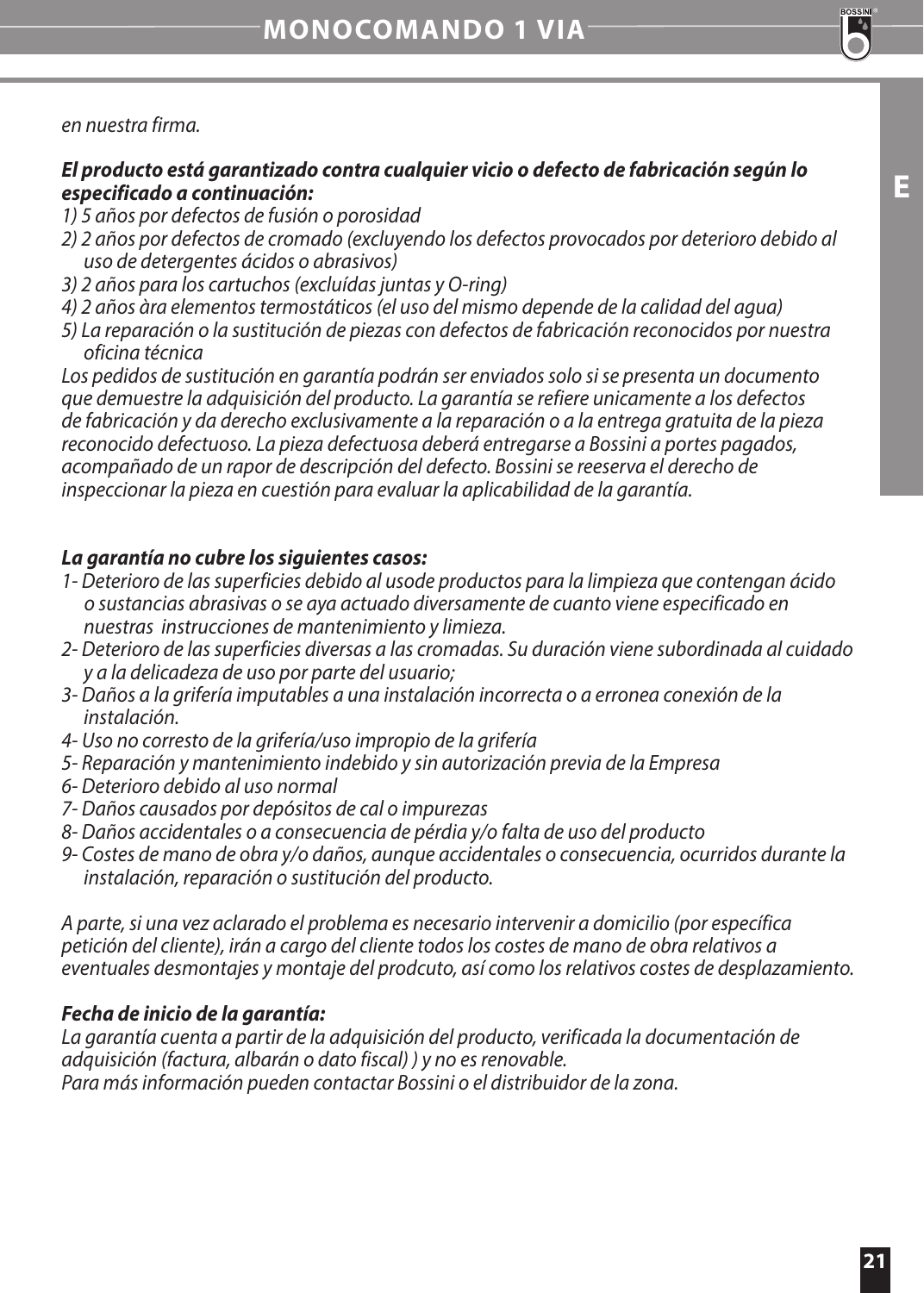*en nuestra firma.*

***El producto está garantizado contra cualquier vicio o defecto de fabricación según lo especificado a continuación:***

*1) 5 años por defectos de fusión o porosidad*
*2) 2 años por defectos de cromado (excluyendo los defectos provocados por deterioro debido al uso de detergentes ácidos o abrasivos)*
*3) 2 años para los cartuchos (excluídas juntas y O-ring)*
*4) 2 años àra elementos termostáticos (el uso del mismo depende de la calidad del agua)*
*5) La reparación o la sustitución de piezas con defectos de fabricación reconocidos por nuestra oficina técnica*

*Los pedidos de sustitución en garantía podrán ser enviados solo si se presenta un documento que demuestre la adquisición del producto. La garantía se refiere unicamente a los defectos de fabricación y da derecho exclusivamente a la reparación o a la entrega gratuita de la pieza reconocido defectuoso. La pieza defectuosa deberá entregarse a Bossini a portes pagados, acompañado de un rapor de descripción del defecto. Bossini se reeserva el derecho de inspeccionar la pieza en cuestión para evaluar la aplicabilidad de la garantía.*

***La garantía no cubre los siguientes casos:***

*1- Deterioro de las superficies debido al usode productos para la limpieza que contengan ácido o sustancias abrasivas o se aya actuado diversamente de cuanto viene especificado en nuestras instrucciones de mantenimiento y limieza.*
*2- Deterioro de las superficies diversas a las cromadas. Su duración viene subordinada al cuidado y a la delicadeza de uso por parte del usuario;*
*3- Daños a la grifería imputables a una instalación incorrecta o a erronea conexión de la instalación.*
*4- Uso no corresto de la grifería/uso impropio de la grifería*
*5- Reparación y mantenimiento indebido y sin autorización previa de la Empresa*
*6- Deterioro debido al uso normal*
*7- Daños causados por depósitos de cal o impurezas*
*8- Daños accidentales o a consecuencia de pérdia y/o falta de uso del producto*
*9- Costes de mano de obra y/o daños, aunque accidentales o consecuencia, ocurridos durante la instalación, reparación o sustitución del producto.*

*A parte, si una vez aclarado el problema es necesario intervenir a domicilio (por específica petición del cliente), irán a cargo del cliente todos los costes de mano de obra relativos a eventuales desmontajes y montaje del prodcuto, así como los relativos costes de desplazamiento.*

***Fecha de inicio de la garantía:***

*La garantía cuenta a partir de la adquisición del producto, verificada la documentación de adquisición (factura, albarán o dato fiscal) ) y no es renovable.*
*Para más información pueden contactar Bossini o el distribuidor de la zona.*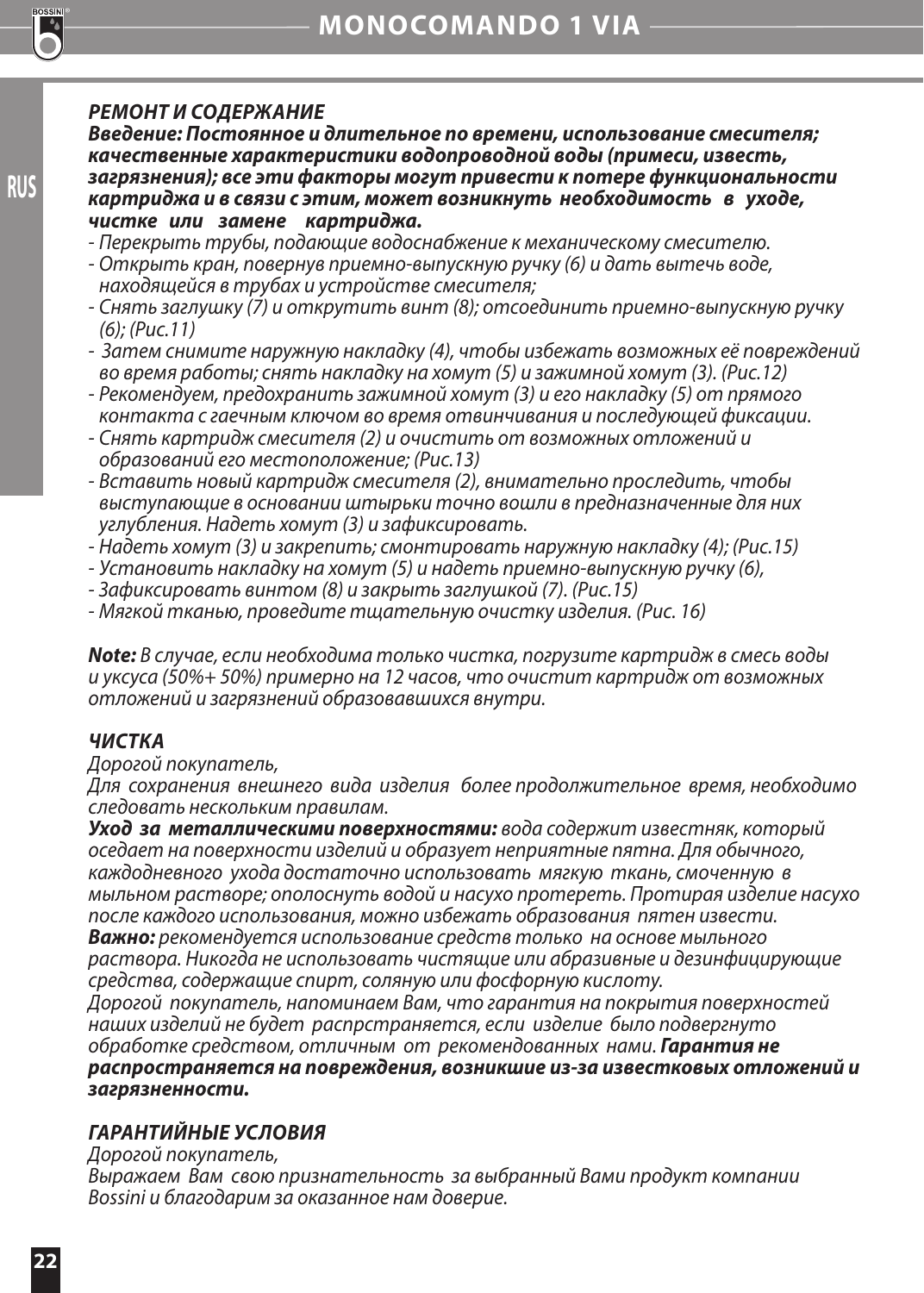### *РЕМОНТ И СОДЕРЖАНИЕ*

***Введение: Постоянное и длительное по времени, использование смесителя; качественные характеристики водопроводной воды (примеси, известь, загрязнения); все эти факторы могут привести к потере функциональности картриджа и в связи с этим, может возникнуть необходимость в уходе, чистке или замене картриджа.***

- *Перекрыть трубы, подающие водоснабжение к механическому смесителю.*
- *Открыть кран, повернув приемно-выпускную ручку (6) и дать вытечь воде, находящейся в трубах и устройстве смесителя;*
- *Снять заглушку (7) и открутить винт (8); отсоединить приемно-выпускную ручку (6); (Рис.11)*
- *Затем снимите наружную накладку (4), чтобы избежать возможных её повреждений во время работы; снять накладку на хомут (5) и зажимной хомут (3). (Рис.12)*
- *Рекомендуем, предохранить зажимной хомут (3) и его накладку (5) от прямого контакта с гаечным ключом во время отвинчивания и последующей фиксации.*
- *Снять картридж смесителя (2) и очистить от возможных отложений и образований его местоположение; (Рис.13)*
- *Вставить новый картридж смесителя (2), внимательно проследить, чтобы выступающие в основании штырьки точно вошли в предназначенные для них углубления. Надеть хомут (3) и зафиксировать.*
- *Надеть хомут (3) и закрепить; смонтировать наружную накладку (4); (Рис.15)*
- *Установить накладку на хомут (5) и надеть приемно-выпускную ручку (6),*
- *Зафиксировать винтом (8) и закрыть заглушкой (7). (Рис.15)*
- *Мягкой тканью, проведите тщательную очистку изделия. (Рис. 16)*

***Note:*** *В случае, если необходима только чистка, погрузите картридж в смесь воды и уксуса (50%+ 50%) примерно на 12 часов, что очистит картридж от возможных отложений и загрязнений образовавшихся внутри.*

### *ЧИСТКА*

*Дорогой покупатель,*

*Для сохранения внешнего вида изделия более продолжительное время, необходимо следовать нескольким правилам.*

***Уход за металлическими поверхностями:*** *вода содержит известняк, который оседает на поверхности изделий и образует неприятные пятна. Для обычного, каждодневного ухода достаточно использовать мягкую ткань, смоченную в мыльном растворе; ополоснуть водой и насухо протереть. Протирая изделие насухо после каждого использования, можно избежать образования пятен извести.*

***Важно:*** *рекомендуется использование средств только на основе мыльного раствора. Никогда не использовать чистящие или абразивные и дезинфицирующие средства, содержащие спирт, соляную или фосфорную кислоту.*

*Дорогой покупатель, напоминаем Вам, что гарантия на покрытия поверхностей наших изделий не будет распрстраняется, если изделие было подвергнуто обработке средством, отличным от рекомендованных нами.* ***Гарантия не распространяется на повреждения, возникшие из-за известковых отложений и загрязненности.***

### *ГАРАНТИЙНЫЕ УСЛОВИЯ*

*Дорогой покупатель,*

*Выражаем Вам свою признательность за выбранный Вами продукт компании Bossini и благодарим за оказанное нам доверие.*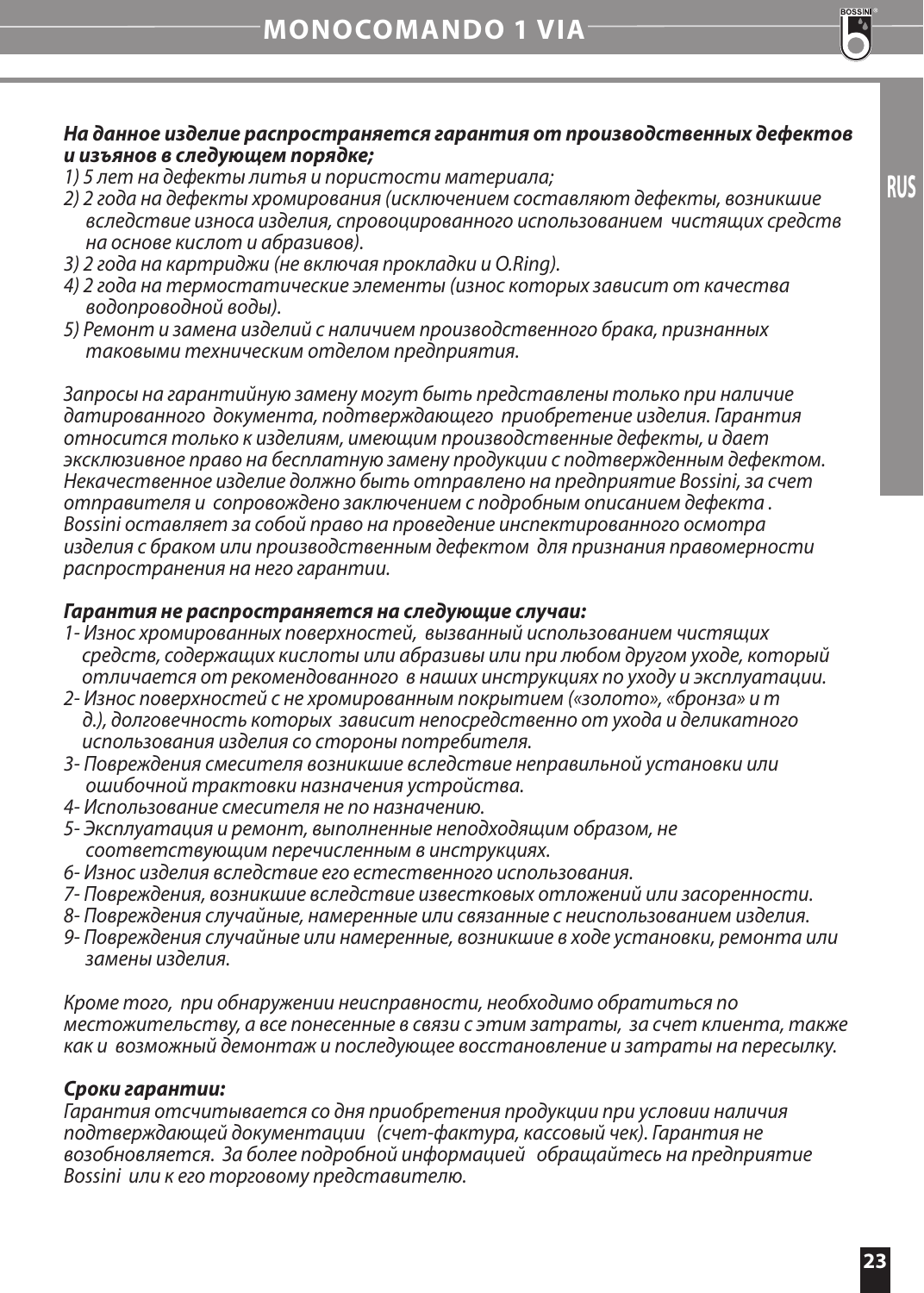***На данное изделие распространяется гарантия от производственных дефектов и изъянов в следующем порядке;***

*1) 5 лет на дефекты литья и пористости материала;*
*2) 2 года на дефекты хромирования (исключением составляют дефекты, возникшие вследствие износа изделия, спровоцированного использованием чистящих средств на основе кислот и абразивов).*
*3) 2 года на картриджи (не включая прокладки и O.Ring).*
*4) 2 года на термостатические элементы (износ которых зависит от качества водопроводной воды).*
*5) Ремонт и замена изделий с наличием производственного брака, признанных таковыми техническим отделом предприятия.*

*Запросы на гарантийную замену могут быть представлены только при наличие датированного документа, подтверждающего приобретение изделия. Гарантия относится только к изделиям, имеющим производственные дефекты, и дает эксклюзивное право на бесплатную замену продукции с подтвержденным дефектом. Некачественное изделие должно быть отправлено на предприятие Bossini, за счет отправителя и сопровождено заключением с подробным описанием дефекта. Bossini оставляет за собой право на проведение инспектированного осмотра изделия с браком или производственным дефектом для признания правомерности распространения на него гарантии.*

***Гарантия не распространяется на следующие случаи:***

*1- Износ хромированных поверхностей, вызванный использованием чистящих средств, содержащих кислоты или абразивы или при любом другом уходе, который отличается от рекомендованного в наших инструкциях по уходу и эксплуатации.*
*2- Износ поверхностей с не хромированным покрытием («золото», «бронза» и т д.), долговечность которых зависит непосредственно от ухода и деликатного использования изделия со стороны потребителя.*
*3- Повреждения смесителя возникшие вследствие неправильной установки или ошибочной трактовки назначения устройства.*
*4- Использование смесителя не по назначению.*
*5- Эксплуатация и ремонт, выполненные неподходящим образом, не соответствующим перечисленным в инструкциях.*
*6- Износ изделия вследствие его естественного использования.*
*7- Повреждения, возникшие вследствие известковых отложений или засоренности.*
*8- Повреждения случайные, намеренные или связанные с неиспользованием изделия.*
*9- Повреждения случайные или намеренные, возникшие в ходе установки, ремонта или замены изделия.*

*Кроме того, при обнаружении неисправности, необходимо обратиться по местожительству, а все понесенные в связи с этим затраты, за счет клиента, также как и возможный демонтаж и последующее восстановление и затраты на пересылку.*

***Сроки гарантии:***

*Гарантия отсчитывается со дня приобретения продукции при условии наличия подтверждающей документации (счет-фактура, кассовый чек). Гарантия не возобновляется. За более подробной информацией обращайтесь на предприятие Bossini или к его торговому представителю.*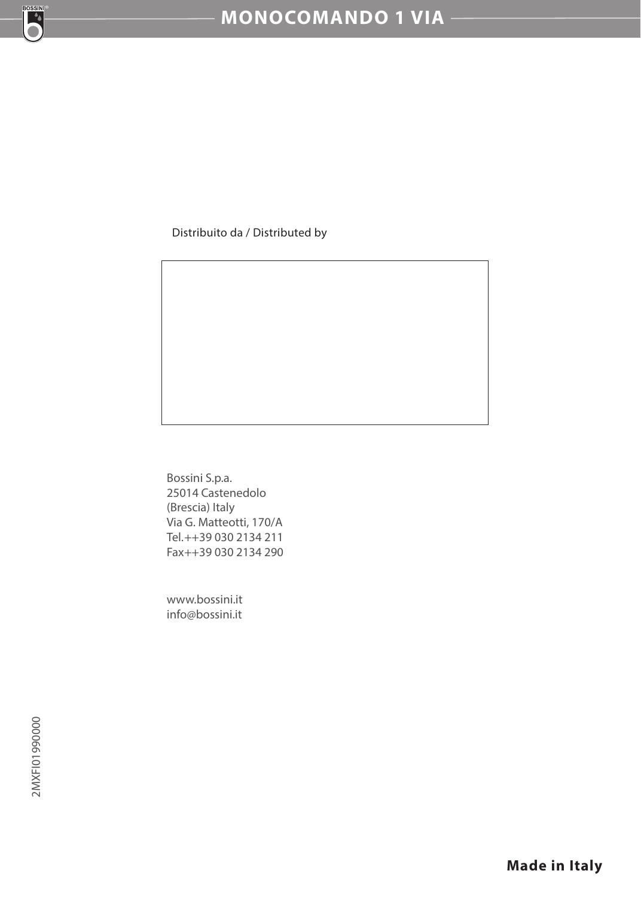Distribuito da / Distributed by

Bossini S.p.a.
25014 Castenedolo
(Brescia) Italy
Via G. Matteotti, 170/A
Tel.++39 030 2134 211
Fax++39 030 2134 290

www.bossini.it
info@bossini.it

2MXFI01990000

**Made in Italy**